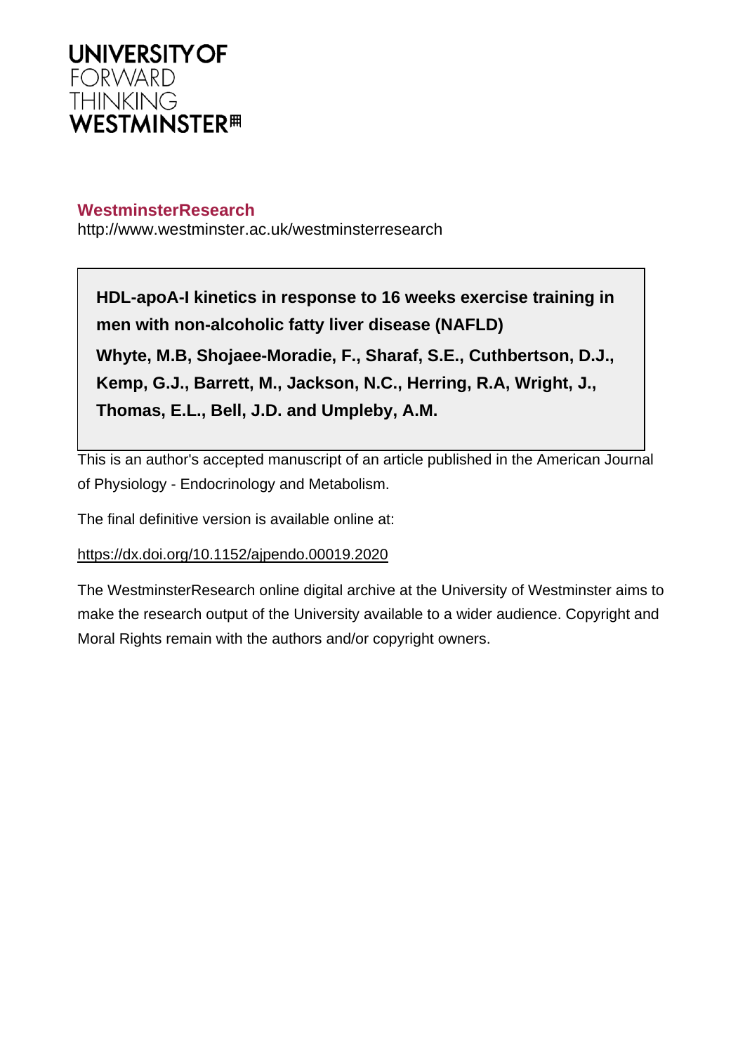UNIVERSITY OF
FORWARD
THINKING
WESTMINSTER

**WestminsterResearch**

http://www.westminster.ac.uk/westminsterresearch

**HDL-apoA-I kinetics in response to 16 weeks exercise training in men with non-alcoholic fatty liver disease (NAFLD)**

**Whyte, M.B, Shojaee-Moradie, F., Sharaf, S.E., Cuthbertson, D.J., Kemp, G.J., Barrett, M., Jackson, N.C., Herring, R.A, Wright, J., Thomas, E.L., Bell, J.D. and Umpleby, A.M.**

This is an author's accepted manuscript of an article published in the American Journal of Physiology - Endocrinology and Metabolism.

The final definitive version is available online at:

https://dx.doi.org/10.1152/ajpendo.00019.2020

The WestminsterResearch online digital archive at the University of Westminster aims to make the research output of the University available to a wider audience. Copyright and Moral Rights remain with the authors and/or copyright owners.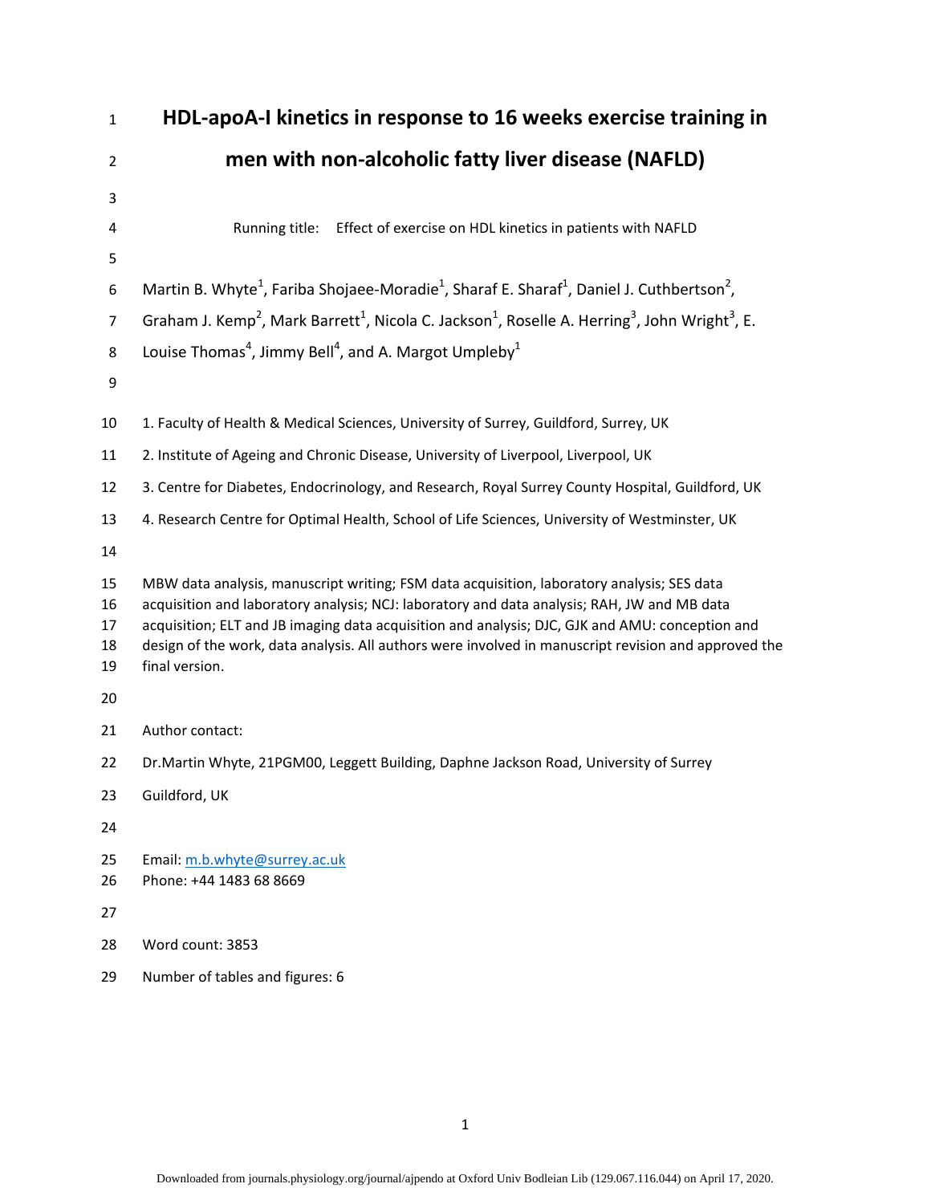# HDL-apoA-I kinetics in response to 16 weeks exercise training in men with non-alcoholic fatty liver disease (NAFLD)

Running title: Effect of exercise on HDL kinetics in patients with NAFLD

Martin B. Whyte[1], Fariba Shojaee-Moradie[1], Sharaf E. Sharaf[1], Daniel J. Cuthbertson[2], Graham J. Kemp[2], Mark Barrett[1], Nicola C. Jackson[1], Roselle A. Herring[3], John Wright[3], E. Louise Thomas[4], Jimmy Bell[4], and A. Margot Umpleby[1]

1. Faculty of Health & Medical Sciences, University of Surrey, Guildford, Surrey, UK
2. Institute of Ageing and Chronic Disease, University of Liverpool, Liverpool, UK
3. Centre for Diabetes, Endocrinology, and Research, Royal Surrey County Hospital, Guildford, UK
4. Research Centre for Optimal Health, School of Life Sciences, University of Westminster, UK

MBW data analysis, manuscript writing; FSM data acquisition, laboratory analysis; SES data acquisition and laboratory analysis; NCJ: laboratory and data analysis; RAH, JW and MB data acquisition; ELT and JB imaging data acquisition and analysis; DJC, GJK and AMU: conception and design of the work, data analysis. All authors were involved in manuscript revision and approved the final version.

Author contact:

Dr.Martin Whyte, 21PGM00, Leggett Building, Daphne Jackson Road, University of Surrey

Guildford, UK

Email: m.b.whyte@surrey.ac.uk
Phone: +44 1483 68 8669

Word count: 3853

Number of tables and figures: 6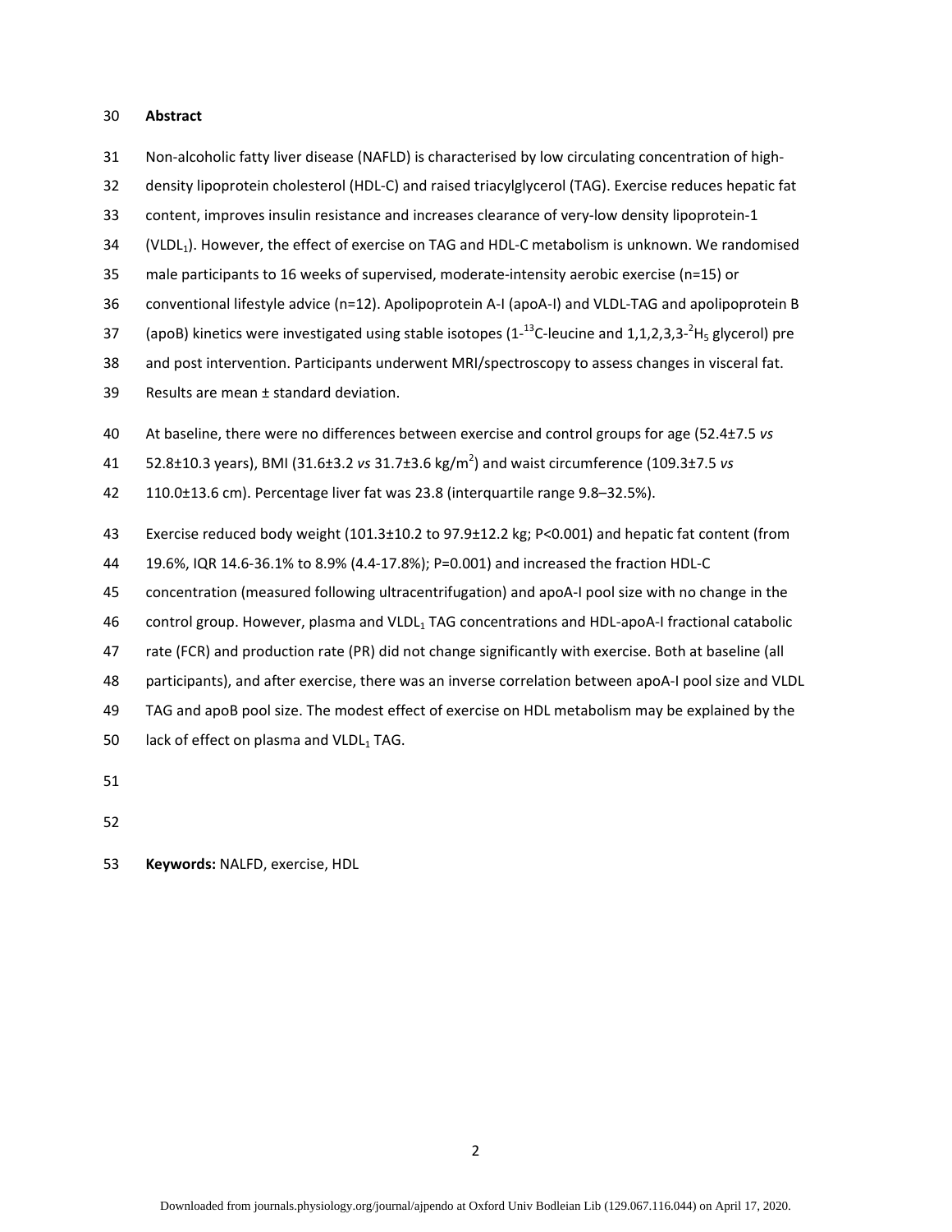## Abstract

Non-alcoholic fatty liver disease (NAFLD) is characterised by low circulating concentration of high-density lipoprotein cholesterol (HDL-C) and raised triacylglycerol (TAG). Exercise reduces hepatic fat content, improves insulin resistance and increases clearance of very-low density lipoprotein-1 ($VLDL_1$). However, the effect of exercise on TAG and HDL-C metabolism is unknown. We randomised male participants to 16 weeks of supervised, moderate-intensity aerobic exercise (n=15) or conventional lifestyle advice (n=12). Apolipoprotein A-I (apoA-I) and VLDL-TAG and apolipoprotein B (apoB) kinetics were investigated using stable isotopes ($1\text{-}^{13}C$-leucine and $1,1,2,3,3\text{-}^{2}H_5$ glycerol) pre and post intervention. Participants underwent MRI/spectroscopy to assess changes in visceral fat. Results are mean ± standard deviation.

At baseline, there were no differences between exercise and control groups for age (52.4±7.5 *vs* 52.8±10.3 years), BMI (31.6±3.2 *vs* 31.7±3.6 $kg/m^2$) and waist circumference (109.3±7.5 *vs* 110.0±13.6 cm). Percentage liver fat was 23.8 (interquartile range 9.8–32.5%).

Exercise reduced body weight (101.3±10.2 to 97.9±12.2 kg; P<0.001) and hepatic fat content (from 19.6%, IQR 14.6-36.1% to 8.9% (4.4-17.8%); P=0.001) and increased the fraction HDL-C concentration (measured following ultracentrifugation) and apoA-I pool size with no change in the control group. However, plasma and $VLDL_1$ TAG concentrations and HDL-apoA-I fractional catabolic rate (FCR) and production rate (PR) did not change significantly with exercise. Both at baseline (all participants), and after exercise, there was an inverse correlation between apoA-I pool size and VLDL TAG and apoB pool size. The modest effect of exercise on HDL metabolism may be explained by the lack of effect on plasma and $VLDL_1$ TAG.

**Keywords:** NALFD, exercise, HDL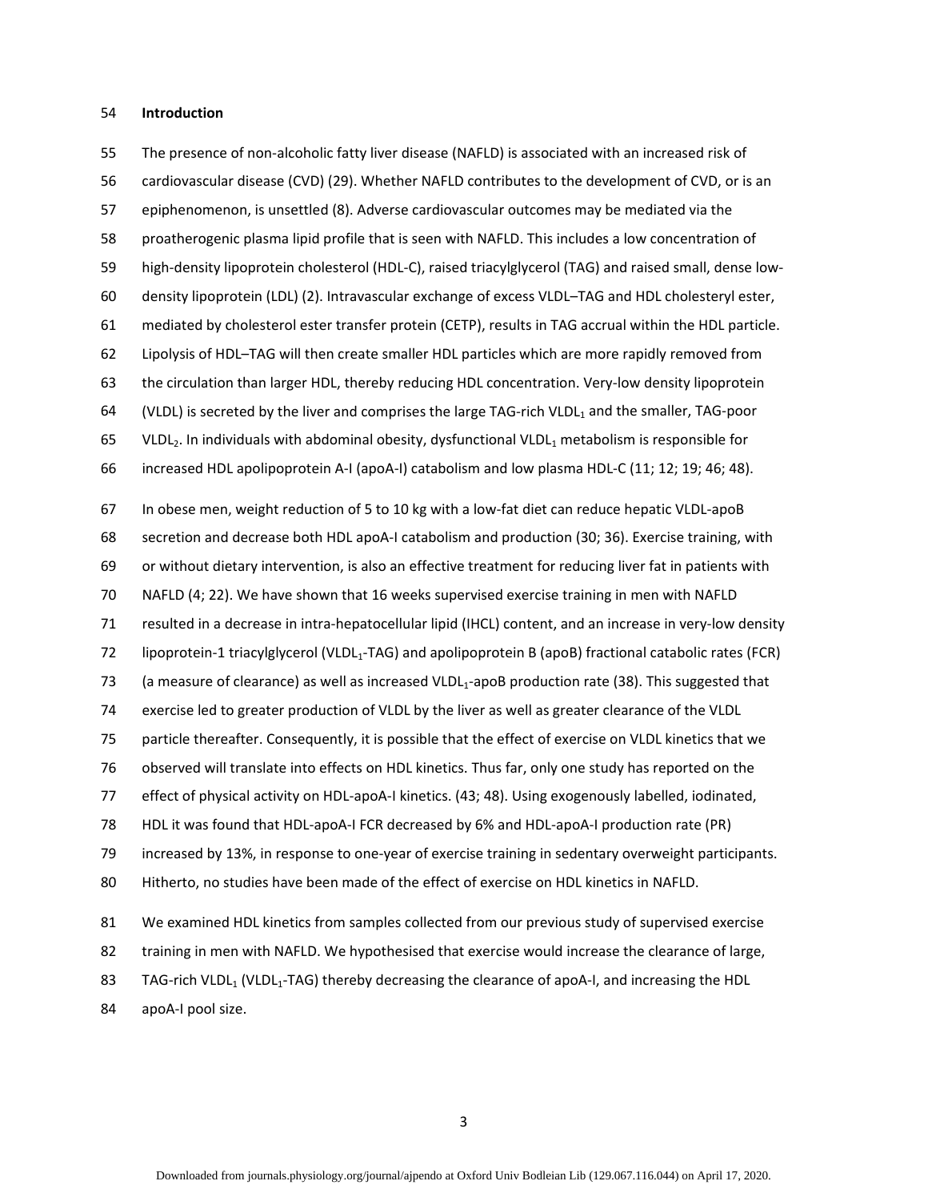## Introduction

The presence of non-alcoholic fatty liver disease (NAFLD) is associated with an increased risk of cardiovascular disease (CVD) (29). Whether NAFLD contributes to the development of CVD, or is an epiphenomenon, is unsettled (8). Adverse cardiovascular outcomes may be mediated via the proatherogenic plasma lipid profile that is seen with NAFLD. This includes a low concentration of high-density lipoprotein cholesterol (HDL-C), raised triacylglycerol (TAG) and raised small, dense low-density lipoprotein (LDL) (2). Intravascular exchange of excess VLDL–TAG and HDL cholesteryl ester, mediated by cholesterol ester transfer protein (CETP), results in TAG accrual within the HDL particle. Lipolysis of HDL–TAG will then create smaller HDL particles which are more rapidly removed from the circulation than larger HDL, thereby reducing HDL concentration. Very-low density lipoprotein (VLDL) is secreted by the liver and comprises the large TAG-rich $VLDL_1$ and the smaller, TAG-poor $VLDL_2$. In individuals with abdominal obesity, dysfunctional $VLDL_1$ metabolism is responsible for increased HDL apolipoprotein A-I (apoA-I) catabolism and low plasma HDL-C (11; 12; 19; 46; 48).

In obese men, weight reduction of 5 to 10 kg with a low-fat diet can reduce hepatic VLDL-apoB secretion and decrease both HDL apoA-I catabolism and production (30; 36). Exercise training, with or without dietary intervention, is also an effective treatment for reducing liver fat in patients with NAFLD (4; 22). We have shown that 16 weeks supervised exercise training in men with NAFLD resulted in a decrease in intra-hepatocellular lipid (IHCL) content, and an increase in very-low density lipoprotein-1 triacylglycerol ($VLDL_1$-TAG) and apolipoprotein B (apoB) fractional catabolic rates (FCR) (a measure of clearance) as well as increased $VLDL_1$-apoB production rate (38). This suggested that exercise led to greater production of VLDL by the liver as well as greater clearance of the VLDL particle thereafter. Consequently, it is possible that the effect of exercise on VLDL kinetics that we observed will translate into effects on HDL kinetics. Thus far, only one study has reported on the effect of physical activity on HDL-apoA-I kinetics. (43; 48). Using exogenously labelled, iodinated, HDL it was found that HDL-apoA-I FCR decreased by 6% and HDL-apoA-I production rate (PR) increased by 13%, in response to one-year of exercise training in sedentary overweight participants. Hitherto, no studies have been made of the effect of exercise on HDL kinetics in NAFLD.

We examined HDL kinetics from samples collected from our previous study of supervised exercise training in men with NAFLD. We hypothesised that exercise would increase the clearance of large, TAG-rich $VLDL_1$ ($VLDL_1$-TAG) thereby decreasing the clearance of apoA-I, and increasing the HDL apoA-I pool size.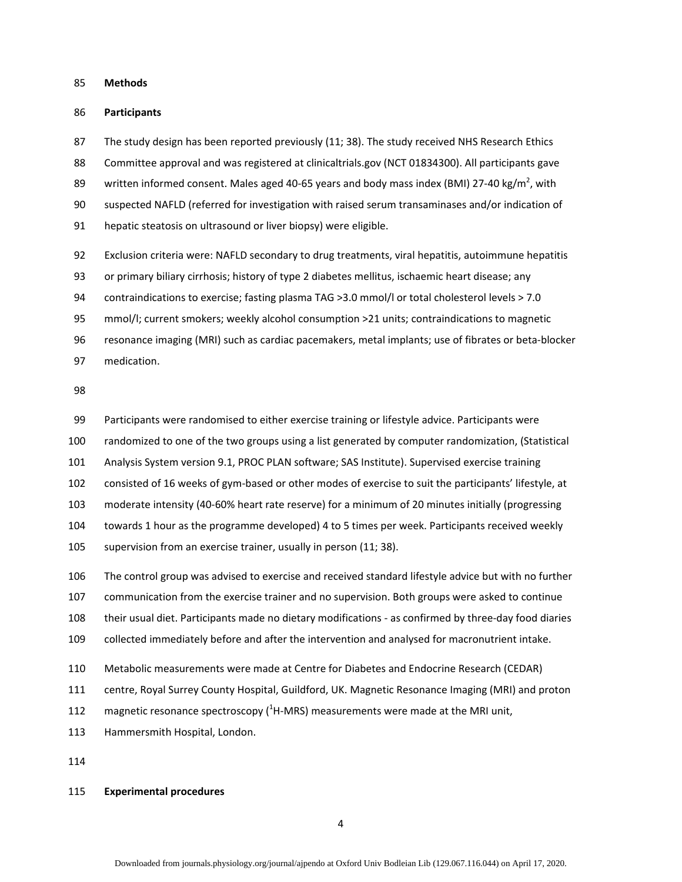## Methods

### Participants

The study design has been reported previously (11; 38). The study received NHS Research Ethics Committee approval and was registered at clinicaltrials.gov (NCT 01834300). All participants gave written informed consent. Males aged 40-65 years and body mass index (BMI) 27-40 kg/m$^2$, with suspected NAFLD (referred for investigation with raised serum transaminases and/or indication of hepatic steatosis on ultrasound or liver biopsy) were eligible.

Exclusion criteria were: NAFLD secondary to drug treatments, viral hepatitis, autoimmune hepatitis or primary biliary cirrhosis; history of type 2 diabetes mellitus, ischaemic heart disease; any contraindications to exercise; fasting plasma TAG >3.0 mmol/l or total cholesterol levels > 7.0 mmol/l; current smokers; weekly alcohol consumption >21 units; contraindications to magnetic resonance imaging (MRI) such as cardiac pacemakers, metal implants; use of fibrates or beta-blocker medication.

Participants were randomised to either exercise training or lifestyle advice. Participants were randomized to one of the two groups using a list generated by computer randomization, (Statistical Analysis System version 9.1, PROC PLAN software; SAS Institute). Supervised exercise training consisted of 16 weeks of gym-based or other modes of exercise to suit the participants' lifestyle, at moderate intensity (40-60% heart rate reserve) for a minimum of 20 minutes initially (progressing towards 1 hour as the programme developed) 4 to 5 times per week. Participants received weekly supervision from an exercise trainer, usually in person (11; 38).

The control group was advised to exercise and received standard lifestyle advice but with no further communication from the exercise trainer and no supervision. Both groups were asked to continue their usual diet. Participants made no dietary modifications - as confirmed by three-day food diaries collected immediately before and after the intervention and analysed for macronutrient intake.

Metabolic measurements were made at Centre for Diabetes and Endocrine Research (CEDAR) centre, Royal Surrey County Hospital, Guildford, UK. Magnetic Resonance Imaging (MRI) and proton magnetic resonance spectroscopy ($^1$H-MRS) measurements were made at the MRI unit, Hammersmith Hospital, London.

### Experimental procedures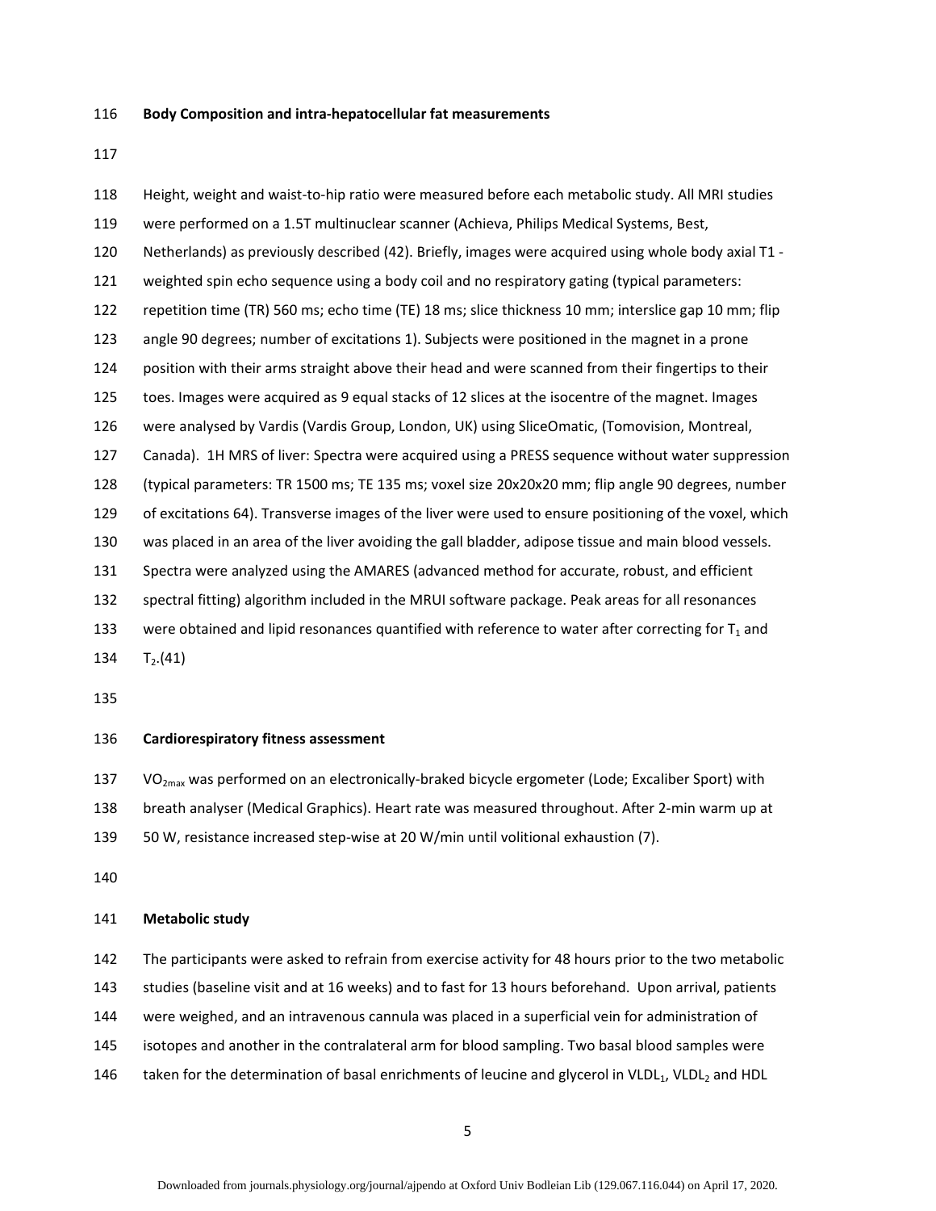**Body Composition and intra-hepatocellular fat measurements**

Height, weight and waist-to-hip ratio were measured before each metabolic study. All MRI studies were performed on a 1.5T multinuclear scanner (Achieva, Philips Medical Systems, Best, Netherlands) as previously described (42). Briefly, images were acquired using whole body axial T1 - weighted spin echo sequence using a body coil and no respiratory gating (typical parameters: repetition time (TR) 560 ms; echo time (TE) 18 ms; slice thickness 10 mm; interslice gap 10 mm; flip angle 90 degrees; number of excitations 1). Subjects were positioned in the magnet in a prone position with their arms straight above their head and were scanned from their fingertips to their toes. Images were acquired as 9 equal stacks of 12 slices at the isocentre of the magnet. Images were analysed by Vardis (Vardis Group, London, UK) using SliceOmatic, (Tomovision, Montreal, Canada). 1H MRS of liver: Spectra were acquired using a PRESS sequence without water suppression (typical parameters: TR 1500 ms; TE 135 ms; voxel size 20x20x20 mm; flip angle 90 degrees, number of excitations 64). Transverse images of the liver were used to ensure positioning of the voxel, which was placed in an area of the liver avoiding the gall bladder, adipose tissue and main blood vessels. Spectra were analyzed using the AMARES (advanced method for accurate, robust, and efficient spectral fitting) algorithm included in the MRUI software package. Peak areas for all resonances were obtained and lipid resonances quantified with reference to water after correcting for $T_1$ and $T_2$.(41)

**Cardiorespiratory fitness assessment**

$VO_{2max}$ was performed on an electronically-braked bicycle ergometer (Lode; Excaliber Sport) with breath analyser (Medical Graphics). Heart rate was measured throughout. After 2-min warm up at 50 W, resistance increased step-wise at 20 W/min until volitional exhaustion (7).

**Metabolic study**

The participants were asked to refrain from exercise activity for 48 hours prior to the two metabolic studies (baseline visit and at 16 weeks) and to fast for 13 hours beforehand. Upon arrival, patients were weighed, and an intravenous cannula was placed in a superficial vein for administration of isotopes and another in the contralateral arm for blood sampling. Two basal blood samples were taken for the determination of basal enrichments of leucine and glycerol in $VLDL_1$, $VLDL_2$ and HDL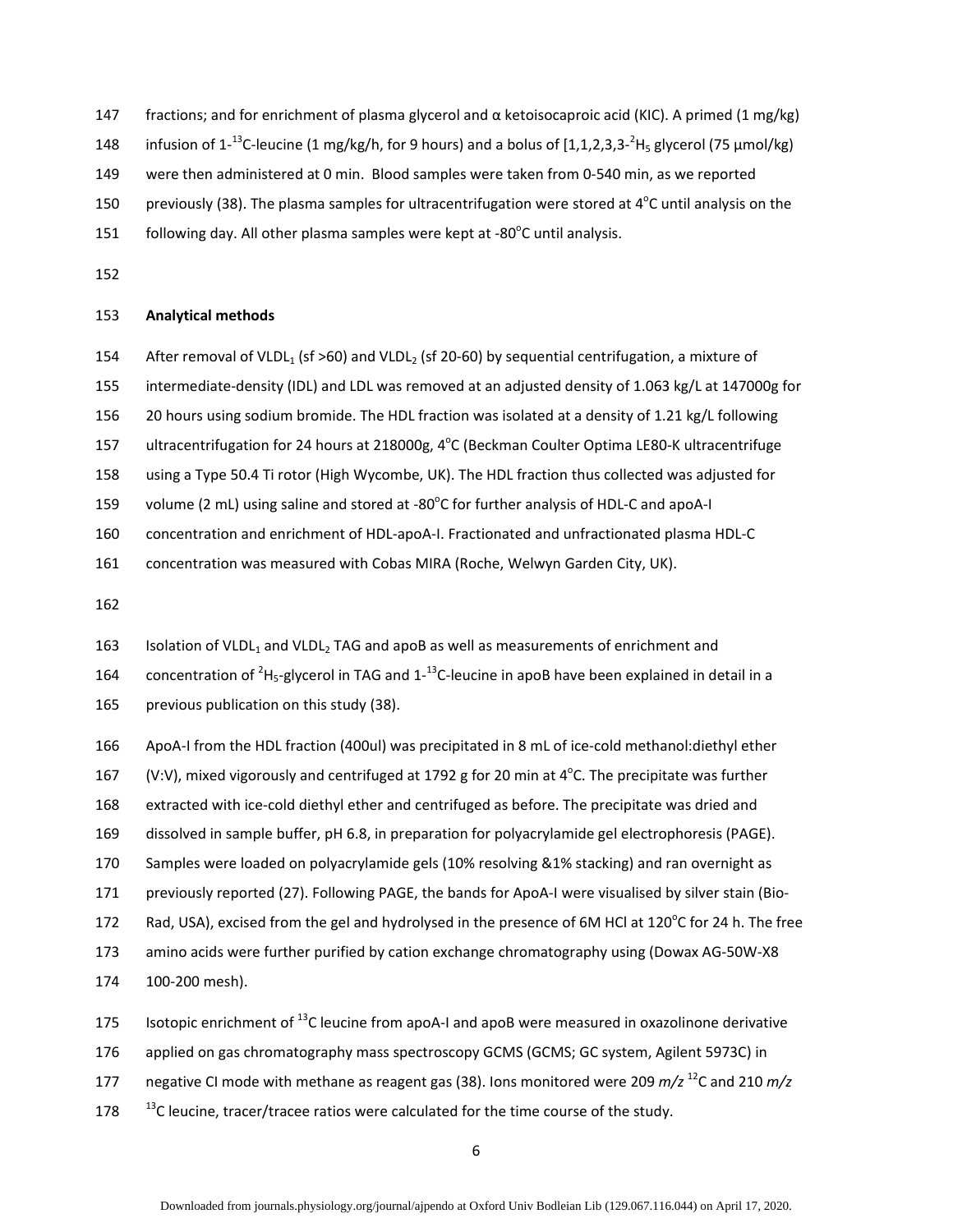fractions; and for enrichment of plasma glycerol and α ketoisocaproic acid (KIC). A primed (1 mg/kg) infusion of 1-$^{13}$C-leucine (1 mg/kg/h, for 9 hours) and a bolus of [1,1,2,3,3-$^{2}H_5$ glycerol (75 μmol/kg) were then administered at 0 min. Blood samples were taken from 0-540 min, as we reported previously (38). The plasma samples for ultracentrifugation were stored at 4$^{o}$C until analysis on the following day. All other plasma samples were kept at -80$^{o}$C until analysis.

**Analytical methods**

After removal of $VLDL_1$ (sf >60) and $VLDL_2$ (sf 20-60) by sequential centrifugation, a mixture of intermediate-density (IDL) and LDL was removed at an adjusted density of 1.063 kg/L at 147000g for 20 hours using sodium bromide. The HDL fraction was isolated at a density of 1.21 kg/L following ultracentrifugation for 24 hours at 218000g, 4$^{o}$C (Beckman Coulter Optima LE80-K ultracentrifuge using a Type 50.4 Ti rotor (High Wycombe, UK). The HDL fraction thus collected was adjusted for volume (2 mL) using saline and stored at -80$^{o}$C for further analysis of HDL-C and apoA-I concentration and enrichment of HDL-apoA-I. Fractionated and unfractionated plasma HDL-C concentration was measured with Cobas MIRA (Roche, Welwyn Garden City, UK).

Isolation of $VLDL_1$ and $VLDL_2$ TAG and apoB as well as measurements of enrichment and concentration of $^{2}H_5$-glycerol in TAG and 1-$^{13}$C-leucine in apoB have been explained in detail in a previous publication on this study (38).

ApoA-I from the HDL fraction (400ul) was precipitated in 8 mL of ice-cold methanol:diethyl ether (V:V), mixed vigorously and centrifuged at 1792 g for 20 min at 4$^{o}$C. The precipitate was further extracted with ice-cold diethyl ether and centrifuged as before. The precipitate was dried and dissolved in sample buffer, pH 6.8, in preparation for polyacrylamide gel electrophoresis (PAGE). Samples were loaded on polyacrylamide gels (10% resolving &1% stacking) and ran overnight as previously reported (27). Following PAGE, the bands for ApoA-I were visualised by silver stain (Bio-Rad, USA), excised from the gel and hydrolysed in the presence of 6M HCl at 120$^{o}$C for 24 h. The free amino acids were further purified by cation exchange chromatography using (Dowax AG-50W-X8 100-200 mesh).

Isotopic enrichment of $^{13}$C leucine from apoA-I and apoB were measured in oxazolinone derivative applied on gas chromatography mass spectroscopy GCMS (GCMS; GC system, Agilent 5973C) in negative CI mode with methane as reagent gas (38). Ions monitored were 209 *m/z* $^{12}$C and 210 *m/z* $^{13}$C leucine, tracer/tracee ratios were calculated for the time course of the study.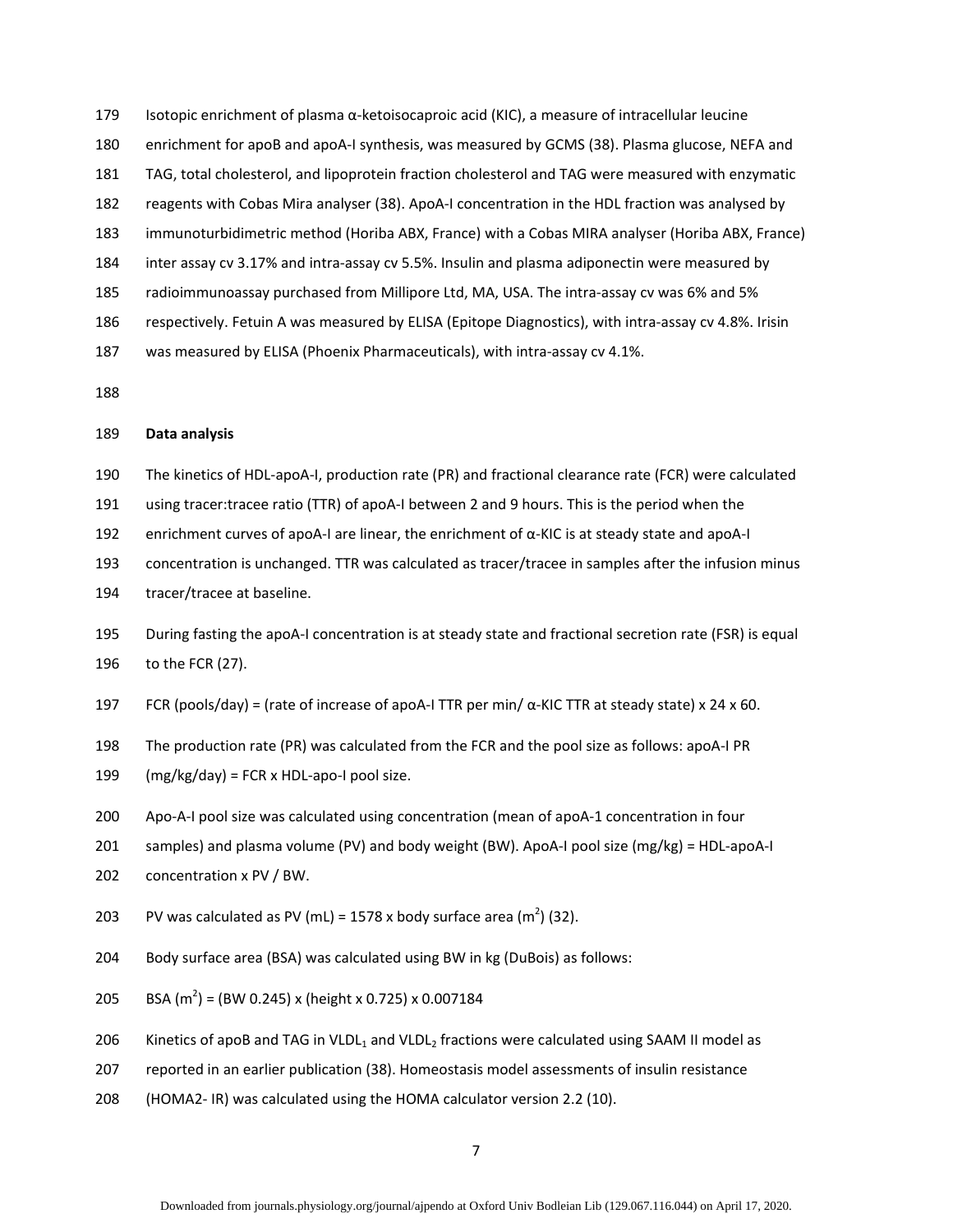Isotopic enrichment of plasma α-ketoisocaproic acid (KIC), a measure of intracellular leucine enrichment for apoB and apoA-I synthesis, was measured by GCMS (38). Plasma glucose, NEFA and TAG, total cholesterol, and lipoprotein fraction cholesterol and TAG were measured with enzymatic reagents with Cobas Mira analyser (38). ApoA-I concentration in the HDL fraction was analysed by immunoturbidimetric method (Horiba ABX, France) with a Cobas MIRA analyser (Horiba ABX, France) inter assay cv 3.17% and intra-assay cv 5.5%. Insulin and plasma adiponectin were measured by radioimmunoassay purchased from Millipore Ltd, MA, USA. The intra-assay cv was 6% and 5% respectively. Fetuin A was measured by ELISA (Epitope Diagnostics), with intra-assay cv 4.8%. Irisin was measured by ELISA (Phoenix Pharmaceuticals), with intra-assay cv 4.1%.

**Data analysis**

The kinetics of HDL-apoA-I, production rate (PR) and fractional clearance rate (FCR) were calculated using tracer:tracee ratio (TTR) of apoA-I between 2 and 9 hours. This is the period when the enrichment curves of apoA-I are linear, the enrichment of α-KIC is at steady state and apoA-I concentration is unchanged. TTR was calculated as tracer/tracee in samples after the infusion minus tracer/tracee at baseline.

During fasting the apoA-I concentration is at steady state and fractional secretion rate (FSR) is equal to the FCR (27).

FCR (pools/day) = (rate of increase of apoA-I TTR per min/ α-KIC TTR at steady state) x 24 x 60.

The production rate (PR) was calculated from the FCR and the pool size as follows: apoA-I PR (mg/kg/day) = FCR x HDL-apo-I pool size.

Apo-A-I pool size was calculated using concentration (mean of apoA-1 concentration in four samples) and plasma volume (PV) and body weight (BW). ApoA-I pool size (mg/kg) = HDL-apoA-I concentration x PV / BW.

PV was calculated as PV (mL) = 1578 x body surface area ($m^2$) (32).

Body surface area (BSA) was calculated using BW in kg (DuBois) as follows:

BSA ($m^2$) = (BW 0.245) x (height x 0.725) x 0.007184

Kinetics of apoB and TAG in $VLDL_1$ and $VLDL_2$ fractions were calculated using SAAM II model as reported in an earlier publication (38). Homeostasis model assessments of insulin resistance (HOMA2- IR) was calculated using the HOMA calculator version 2.2 (10).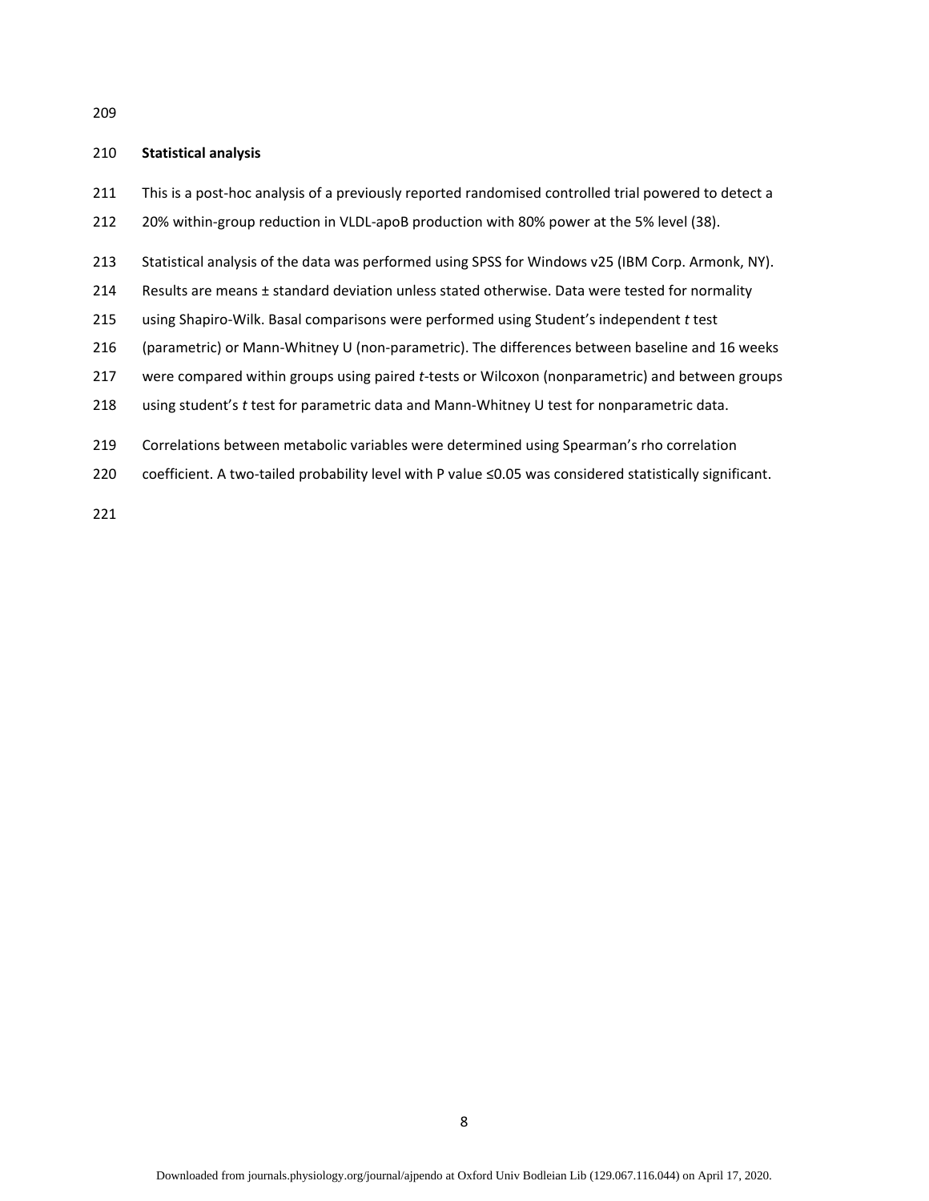## Statistical analysis

This is a post-hoc analysis of a previously reported randomised controlled trial powered to detect a 20% within-group reduction in VLDL-apoB production with 80% power at the 5% level (38).

Statistical analysis of the data was performed using SPSS for Windows v25 (IBM Corp. Armonk, NY). Results are means ± standard deviation unless stated otherwise. Data were tested for normality using Shapiro-Wilk. Basal comparisons were performed using Student's independent *t* test (parametric) or Mann-Whitney U (non-parametric). The differences between baseline and 16 weeks were compared within groups using paired *t*-tests or Wilcoxon (nonparametric) and between groups using student's *t* test for parametric data and Mann-Whitney U test for nonparametric data.

Correlations between metabolic variables were determined using Spearman's rho correlation coefficient. A two-tailed probability level with P value ≤0.05 was considered statistically significant.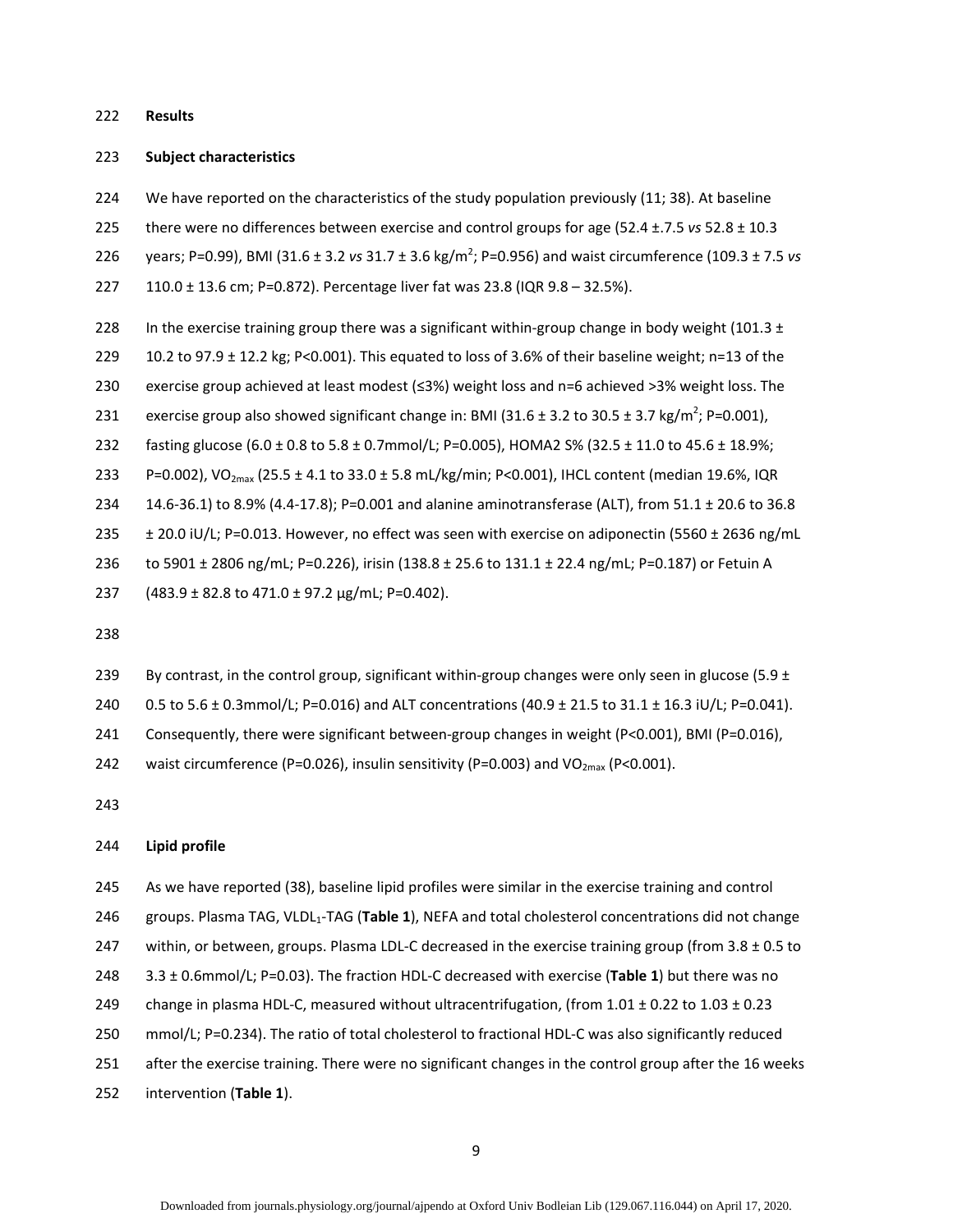## Results

### Subject characteristics

We have reported on the characteristics of the study population previously (11; 38). At baseline there were no differences between exercise and control groups for age (52.4 ±.7.5 *vs* 52.8 ± 10.3 years; P=0.99), BMI (31.6 ± 3.2 *vs* 31.7 ± 3.6 kg/$m^2$; P=0.956) and waist circumference (109.3 ± 7.5 *vs* 110.0 ± 13.6 cm; P=0.872). Percentage liver fat was 23.8 (IQR 9.8 – 32.5%).

In the exercise training group there was a significant within-group change in body weight (101.3 ± 10.2 to 97.9 ± 12.2 kg; P<0.001). This equated to loss of 3.6% of their baseline weight; n=13 of the exercise group achieved at least modest (≤3%) weight loss and n=6 achieved >3% weight loss. The exercise group also showed significant change in: BMI (31.6 ± 3.2 to 30.5 ± 3.7 kg/$m^2$; P=0.001), fasting glucose (6.0 ± 0.8 to 5.8 ± 0.7mmol/L; P=0.005), HOMA2 S% (32.5 ± 11.0 to 45.6 ± 18.9%; P=0.002), $VO_{2max}$ (25.5 ± 4.1 to 33.0 ± 5.8 mL/kg/min; P<0.001), IHCL content (median 19.6%, IQR 14.6-36.1) to 8.9% (4.4-17.8); P=0.001 and alanine aminotransferase (ALT), from 51.1 ± 20.6 to 36.8 ± 20.0 iU/L; P=0.013. However, no effect was seen with exercise on adiponectin (5560 ± 2636 ng/mL to 5901 ± 2806 ng/mL; P=0.226), irisin (138.8 ± 25.6 to 131.1 ± 22.4 ng/mL; P=0.187) or Fetuin A (483.9 ± 82.8 to 471.0 ± 97.2 μg/mL; P=0.402).

By contrast, in the control group, significant within-group changes were only seen in glucose (5.9 ± 0.5 to 5.6 ± 0.3mmol/L; P=0.016) and ALT concentrations (40.9 ± 21.5 to 31.1 ± 16.3 iU/L; P=0.041). Consequently, there were significant between-group changes in weight (P<0.001), BMI (P=0.016), waist circumference (P=0.026), insulin sensitivity (P=0.003) and $VO_{2max}$ (P<0.001).

### Lipid profile

As we have reported (38), baseline lipid profiles were similar in the exercise training and control groups. Plasma TAG, $VLDL_1$-TAG (**Table 1**), NEFA and total cholesterol concentrations did not change within, or between, groups. Plasma LDL-C decreased in the exercise training group (from 3.8 ± 0.5 to 3.3 ± 0.6mmol/L; P=0.03). The fraction HDL-C decreased with exercise (**Table 1**) but there was no change in plasma HDL-C, measured without ultracentrifugation, (from 1.01 ± 0.22 to 1.03 ± 0.23 mmol/L; P=0.234). The ratio of total cholesterol to fractional HDL-C was also significantly reduced after the exercise training. There were no significant changes in the control group after the 16 weeks intervention (**Table 1**).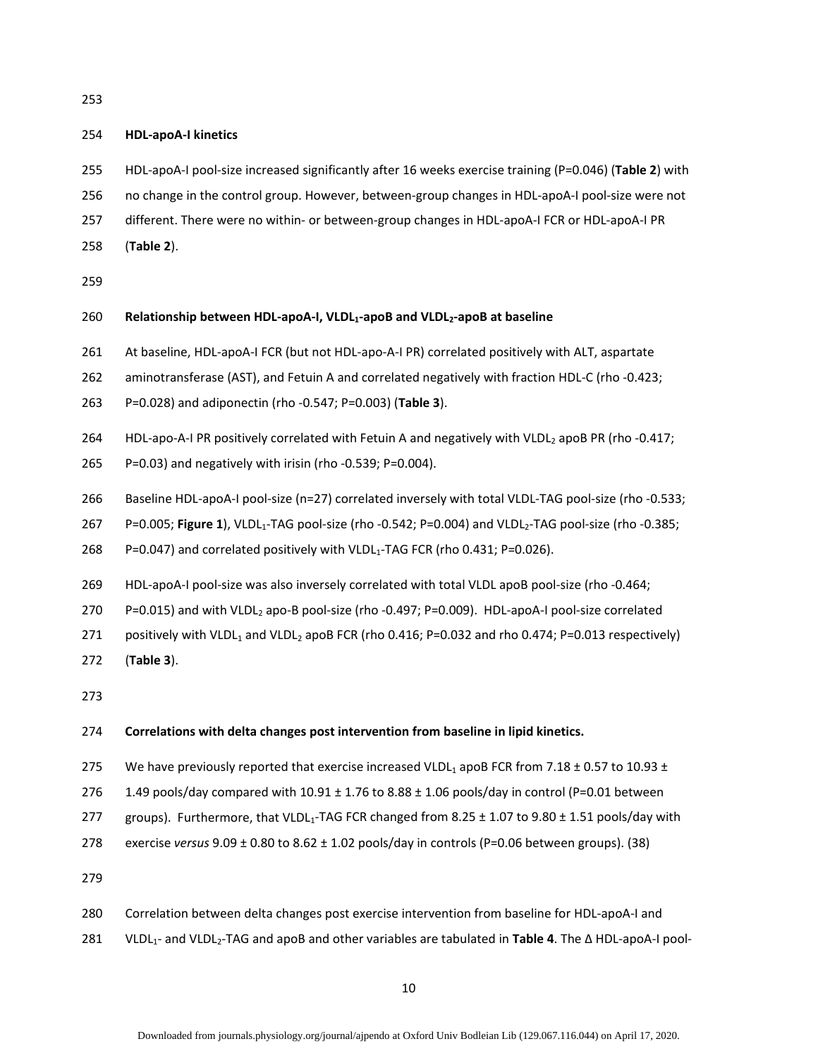## HDL-apoA-I kinetics

HDL-apoA-I pool-size increased significantly after 16 weeks exercise training (P=0.046) (**Table 2**) with no change in the control group. However, between-group changes in HDL-apoA-I pool-size were not different. There were no within- or between-group changes in HDL-apoA-I FCR or HDL-apoA-I PR (**Table 2**).

## Relationship between HDL-apoA-I, $VLDL_1$-apoB and $VLDL_2$-apoB at baseline

At baseline, HDL-apoA-I FCR (but not HDL-apo-A-I PR) correlated positively with ALT, aspartate aminotransferase (AST), and Fetuin A and correlated negatively with fraction HDL-C (rho -0.423; P=0.028) and adiponectin (rho -0.547; P=0.003) (**Table 3**).

HDL-apo-A-I PR positively correlated with Fetuin A and negatively with $VLDL_2$ apoB PR (rho -0.417; P=0.03) and negatively with irisin (rho -0.539; P=0.004).

Baseline HDL-apoA-I pool-size (n=27) correlated inversely with total VLDL-TAG pool-size (rho -0.533; P=0.005; **Figure 1**), $VLDL_1$-TAG pool-size (rho -0.542; P=0.004) and $VLDL_2$-TAG pool-size (rho -0.385; P=0.047) and correlated positively with $VLDL_1$-TAG FCR (rho 0.431; P=0.026).

HDL-apoA-I pool-size was also inversely correlated with total VLDL apoB pool-size (rho -0.464; P=0.015) and with $VLDL_2$ apo-B pool-size (rho -0.497; P=0.009). HDL-apoA-I pool-size correlated positively with $VLDL_1$ and $VLDL_2$ apoB FCR (rho 0.416; P=0.032 and rho 0.474; P=0.013 respectively) (**Table 3**).

## Correlations with delta changes post intervention from baseline in lipid kinetics.

We have previously reported that exercise increased $VLDL_1$ apoB FCR from 7.18 ± 0.57 to 10.93 ± 1.49 pools/day compared with 10.91 ± 1.76 to 8.88 ± 1.06 pools/day in control (P=0.01 between groups). Furthermore, that $VLDL_1$-TAG FCR changed from 8.25 ± 1.07 to 9.80 ± 1.51 pools/day with exercise *versus* 9.09 ± 0.80 to 8.62 ± 1.02 pools/day in controls (P=0.06 between groups). (38)

Correlation between delta changes post exercise intervention from baseline for HDL-apoA-I and $VLDL_1$- and $VLDL_2$-TAG and apoB and other variables are tabulated in **Table 4**. The Δ HDL-apoA-I pool-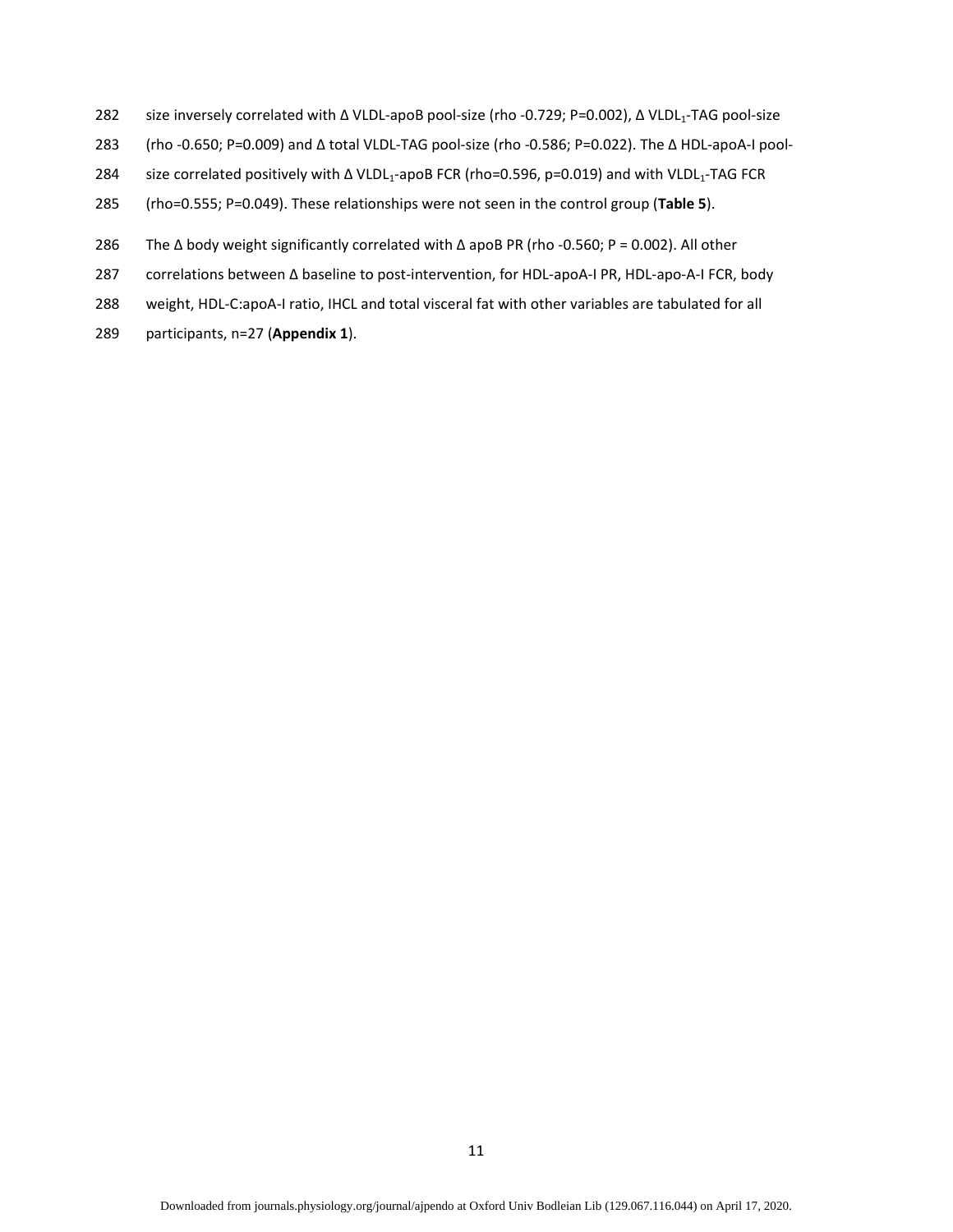size inversely correlated with Δ VLDL-apoB pool-size (rho -0.729; P=0.002), Δ $VLDL_1$-TAG pool-size (rho -0.650; P=0.009) and Δ total VLDL-TAG pool-size (rho -0.586; P=0.022). The Δ HDL-apoA-I pool-size correlated positively with Δ $VLDL_1$-apoB FCR (rho=0.596, p=0.019) and with $VLDL_1$-TAG FCR (rho=0.555; P=0.049). These relationships were not seen in the control group (**Table 5**).

The Δ body weight significantly correlated with Δ apoB PR (rho -0.560; P = 0.002). All other correlations between Δ baseline to post-intervention, for HDL-apoA-I PR, HDL-apo-A-I FCR, body weight, HDL-C:apoA-I ratio, IHCL and total visceral fat with other variables are tabulated for all participants, n=27 (**Appendix 1**).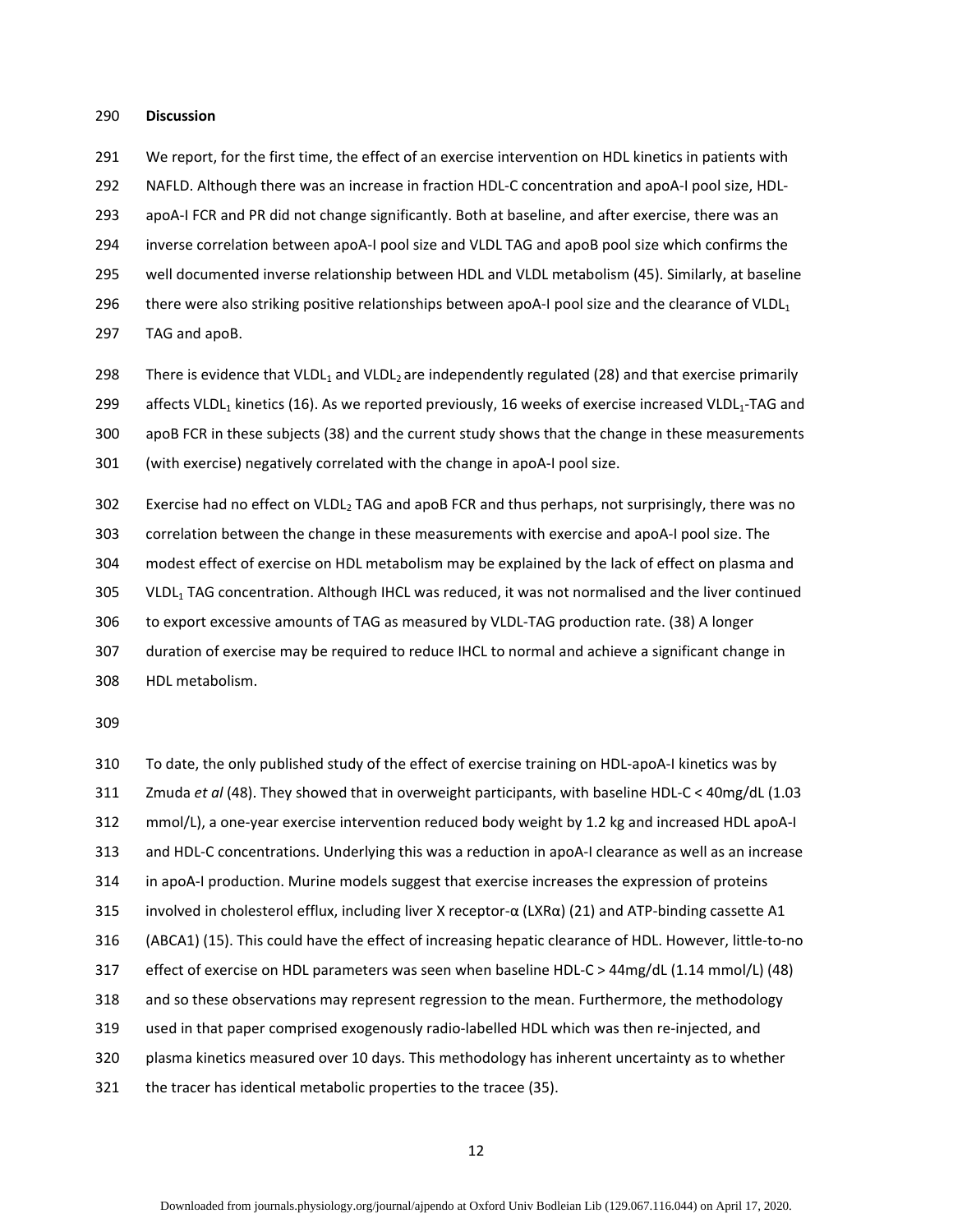## Discussion

We report, for the first time, the effect of an exercise intervention on HDL kinetics in patients with NAFLD. Although there was an increase in fraction HDL-C concentration and apoA-I pool size, HDL-apoA-I FCR and PR did not change significantly. Both at baseline, and after exercise, there was an inverse correlation between apoA-I pool size and VLDL TAG and apoB pool size which confirms the well documented inverse relationship between HDL and VLDL metabolism (45). Similarly, at baseline there were also striking positive relationships between apoA-I pool size and the clearance of $VLDL_1$ TAG and apoB.

There is evidence that $VLDL_1$ and $VLDL_2$ are independently regulated (28) and that exercise primarily affects $VLDL_1$ kinetics (16). As we reported previously, 16 weeks of exercise increased $VLDL_1$-TAG and apoB FCR in these subjects (38) and the current study shows that the change in these measurements (with exercise) negatively correlated with the change in apoA-I pool size.

Exercise had no effect on $VLDL_2$ TAG and apoB FCR and thus perhaps, not surprisingly, there was no correlation between the change in these measurements with exercise and apoA-I pool size. The modest effect of exercise on HDL metabolism may be explained by the lack of effect on plasma and $VLDL_1$ TAG concentration. Although IHCL was reduced, it was not normalised and the liver continued to export excessive amounts of TAG as measured by VLDL-TAG production rate. (38) A longer duration of exercise may be required to reduce IHCL to normal and achieve a significant change in HDL metabolism.

To date, the only published study of the effect of exercise training on HDL-apoA-I kinetics was by Zmuda *et al* (48). They showed that in overweight participants, with baseline HDL-C < 40mg/dL (1.03 mmol/L), a one-year exercise intervention reduced body weight by 1.2 kg and increased HDL apoA-I and HDL-C concentrations. Underlying this was a reduction in apoA-I clearance as well as an increase in apoA-I production. Murine models suggest that exercise increases the expression of proteins involved in cholesterol efflux, including liver X receptor-α (LXRα) (21) and ATP-binding cassette A1 (ABCA1) (15). This could have the effect of increasing hepatic clearance of HDL. However, little-to-no effect of exercise on HDL parameters was seen when baseline HDL-C > 44mg/dL (1.14 mmol/L) (48) and so these observations may represent regression to the mean. Furthermore, the methodology used in that paper comprised exogenously radio-labelled HDL which was then re-injected, and plasma kinetics measured over 10 days. This methodology has inherent uncertainty as to whether the tracer has identical metabolic properties to the tracee (35).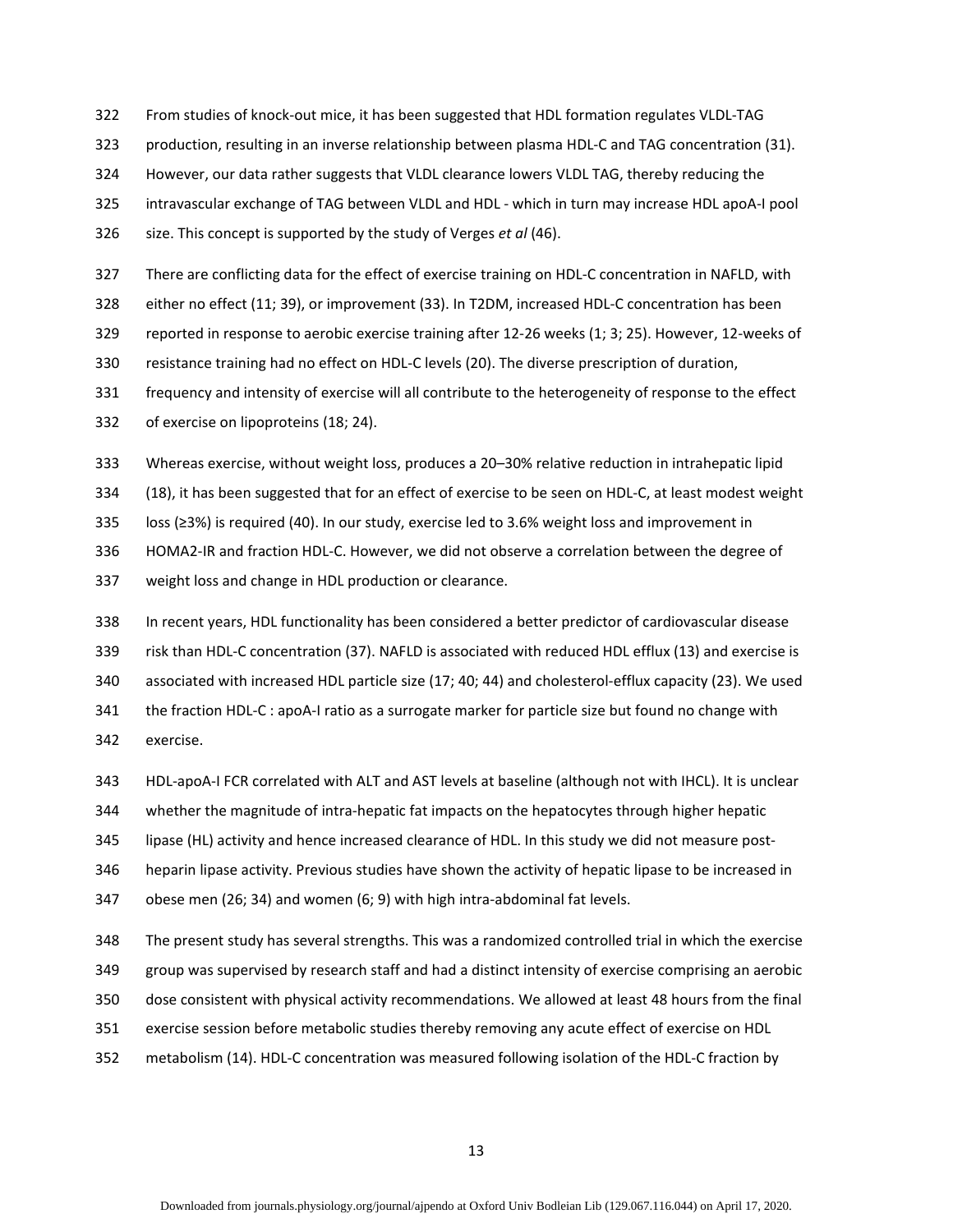From studies of knock-out mice, it has been suggested that HDL formation regulates VLDL-TAG production, resulting in an inverse relationship between plasma HDL-C and TAG concentration (31). However, our data rather suggests that VLDL clearance lowers VLDL TAG, thereby reducing the intravascular exchange of TAG between VLDL and HDL - which in turn may increase HDL apoA-I pool size. This concept is supported by the study of Verges *et al* (46).

There are conflicting data for the effect of exercise training on HDL-C concentration in NAFLD, with either no effect (11; 39), or improvement (33). In T2DM, increased HDL-C concentration has been reported in response to aerobic exercise training after 12-26 weeks (1; 3; 25). However, 12-weeks of resistance training had no effect on HDL-C levels (20). The diverse prescription of duration, frequency and intensity of exercise will all contribute to the heterogeneity of response to the effect of exercise on lipoproteins (18; 24).

Whereas exercise, without weight loss, produces a 20–30% relative reduction in intrahepatic lipid (18), it has been suggested that for an effect of exercise to be seen on HDL-C, at least modest weight loss (≥3%) is required (40). In our study, exercise led to 3.6% weight loss and improvement in HOMA2-IR and fraction HDL-C. However, we did not observe a correlation between the degree of weight loss and change in HDL production or clearance.

In recent years, HDL functionality has been considered a better predictor of cardiovascular disease risk than HDL-C concentration (37). NAFLD is associated with reduced HDL efflux (13) and exercise is associated with increased HDL particle size (17; 40; 44) and cholesterol-efflux capacity (23). We used the fraction HDL-C : apoA-I ratio as a surrogate marker for particle size but found no change with exercise.

HDL-apoA-I FCR correlated with ALT and AST levels at baseline (although not with IHCL). It is unclear whether the magnitude of intra-hepatic fat impacts on the hepatocytes through higher hepatic lipase (HL) activity and hence increased clearance of HDL. In this study we did not measure post-heparin lipase activity. Previous studies have shown the activity of hepatic lipase to be increased in obese men (26; 34) and women (6; 9) with high intra-abdominal fat levels.

The present study has several strengths. This was a randomized controlled trial in which the exercise group was supervised by research staff and had a distinct intensity of exercise comprising an aerobic dose consistent with physical activity recommendations. We allowed at least 48 hours from the final exercise session before metabolic studies thereby removing any acute effect of exercise on HDL metabolism (14). HDL-C concentration was measured following isolation of the HDL-C fraction by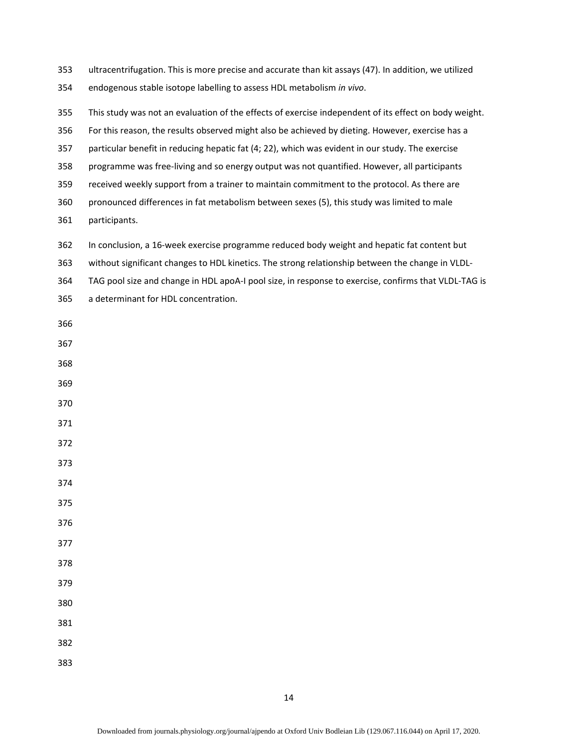ultracentrifugation. This is more precise and accurate than kit assays (47). In addition, we utilized endogenous stable isotope labelling to assess HDL metabolism *in vivo*.

This study was not an evaluation of the effects of exercise independent of its effect on body weight. For this reason, the results observed might also be achieved by dieting. However, exercise has a particular benefit in reducing hepatic fat (4; 22), which was evident in our study. The exercise programme was free-living and so energy output was not quantified. However, all participants received weekly support from a trainer to maintain commitment to the protocol. As there are pronounced differences in fat metabolism between sexes (5), this study was limited to male participants.

In conclusion, a 16-week exercise programme reduced body weight and hepatic fat content but without significant changes to HDL kinetics. The strong relationship between the change in VLDL-TAG pool size and change in HDL apoA-I pool size, in response to exercise, confirms that VLDL-TAG is a determinant for HDL concentration.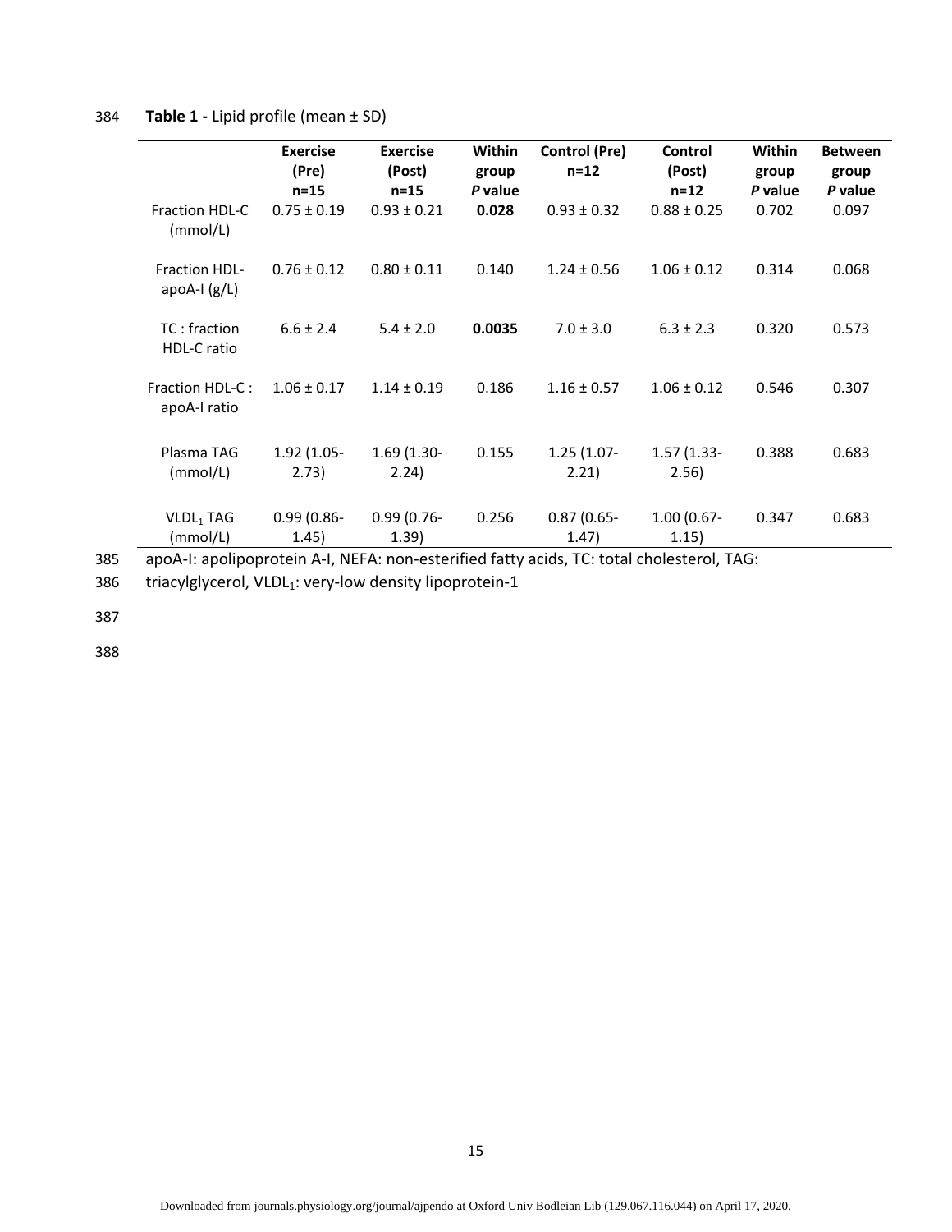**Table 1 -** Lipid profile (mean ± SD)

| | Exercise (Pre) n=15 | Exercise (Post) n=15 | Within group *P* value | Control (Pre) n=12 | Control (Post) n=12 | Within group *P* value | Between group *P* value |
|---|---|---|---|---|---|---|---|
| Fraction HDL-C (mmol/L) | 0.75 ± 0.19 | 0.93 ± 0.21 | **0.028** | 0.93 ± 0.32 | 0.88 ± 0.25 | 0.702 | 0.097 |
| Fraction HDL-apoA-I (g/L) | 0.76 ± 0.12 | 0.80 ± 0.11 | 0.140 | 1.24 ± 0.56 | 1.06 ± 0.12 | 0.314 | 0.068 |
| TC : fraction HDL-C ratio | 6.6 ± 2.4 | 5.4 ± 2.0 | **0.0035** | 7.0 ± 3.0 | 6.3 ± 2.3 | 0.320 | 0.573 |
| Fraction HDL-C : apoA-I ratio | 1.06 ± 0.17 | 1.14 ± 0.19 | 0.186 | 1.16 ± 0.57 | 1.06 ± 0.12 | 0.546 | 0.307 |
| Plasma TAG (mmol/L) | 1.92 (1.05-2.73) | 1.69 (1.30-2.24) | 0.155 | 1.25 (1.07-2.21) | 1.57 (1.33-2.56) | 0.388 | 0.683 |
| $VLDL_1$ TAG (mmol/L) | 0.99 (0.86-1.45) | 0.99 (0.76-1.39) | 0.256 | 0.87 (0.65-1.47) | 1.00 (0.67-1.15) | 0.347 | 0.683 |

apoA-I: apolipoprotein A-I, NEFA: non-esterified fatty acids, TC: total cholesterol, TAG: triacylglycerol, $VLDL_1$: very-low density lipoprotein-1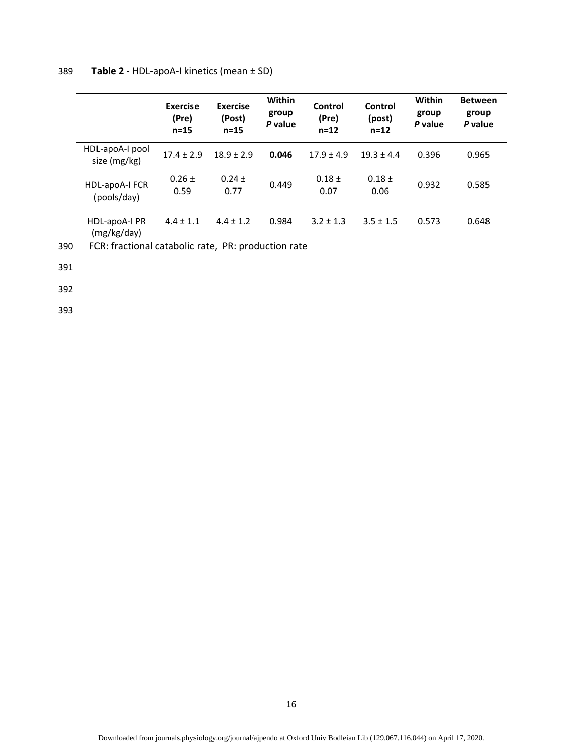**Table 2** - HDL-apoA-I kinetics (mean ± SD)

| | Exercise (Pre) n=15 | Exercise (Post) n=15 | Within group *P* value | Control (Pre) n=12 | Control (post) n=12 | Within group *P* value | Between group *P* value |
|---|---|---|---|---|---|---|---|
| HDL-apoA-I pool size (mg/kg) | 17.4 ± 2.9 | 18.9 ± 2.9 | **0.046** | 17.9 ± 4.9 | 19.3 ± 4.4 | 0.396 | 0.965 |
| HDL-apoA-I FCR (pools/day) | 0.26 ± 0.59 | 0.24 ± 0.77 | 0.449 | 0.18 ± 0.07 | 0.18 ± 0.06 | 0.932 | 0.585 |
| HDL-apoA-I PR (mg/kg/day) | 4.4 ± 1.1 | 4.4 ± 1.2 | 0.984 | 3.2 ± 1.3 | 3.5 ± 1.5 | 0.573 | 0.648 |

FCR: fractional catabolic rate, PR: production rate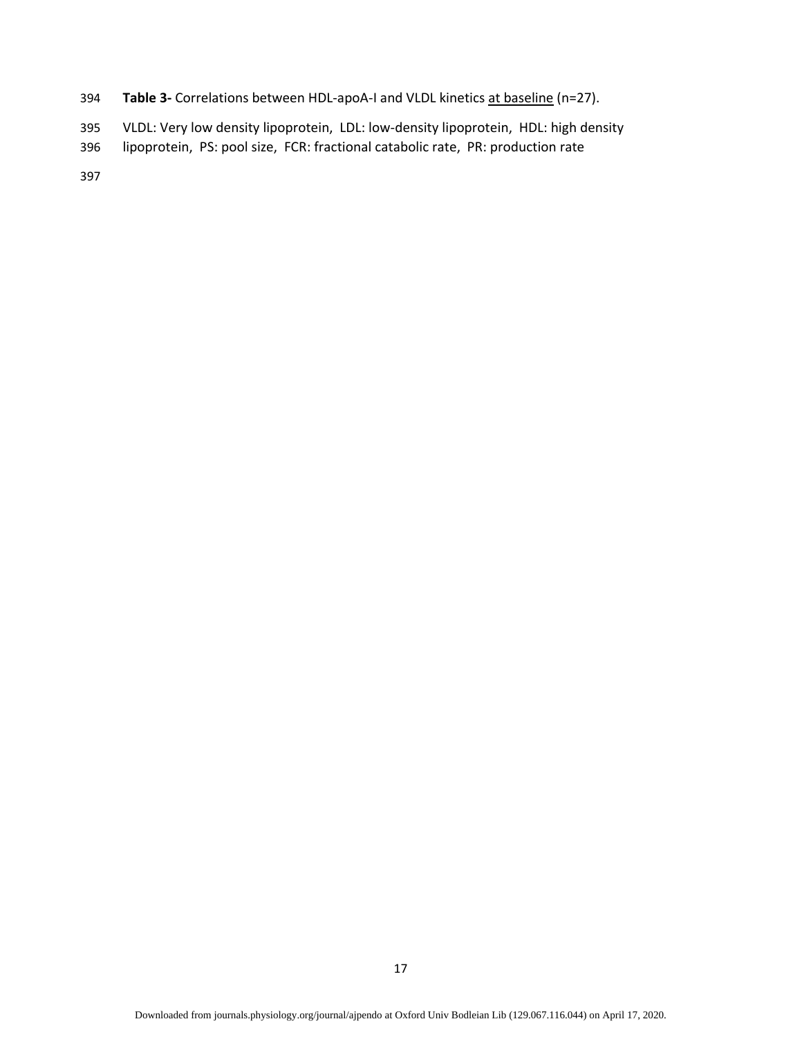**Table 3-** Correlations between HDL-apoA-I and VLDL kinetics <u>at baseline</u> (n=27).

VLDL: Very low density lipoprotein, LDL: low-density lipoprotein, HDL: high density lipoprotein, PS: pool size, FCR: fractional catabolic rate, PR: production rate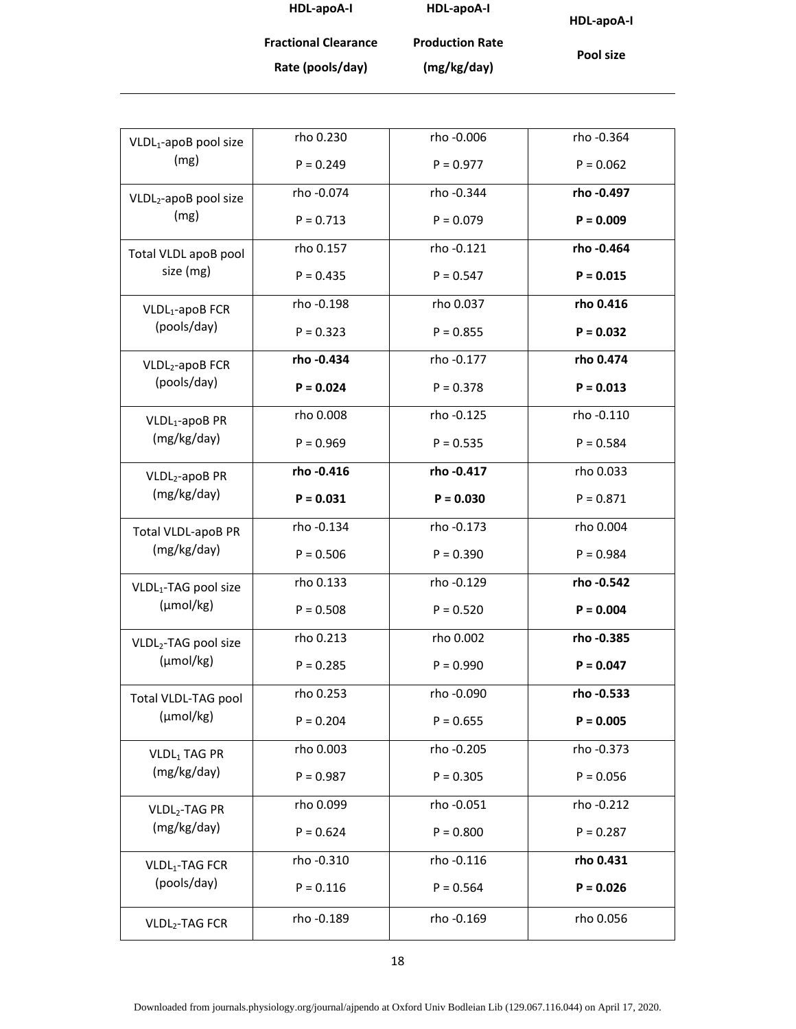| | HDL-apoA-I Fractional Clearance Rate (pools/day) | HDL-apoA-I Production Rate (mg/kg/day) | HDL-apoA-I Pool size |
|---|---|---|---|
| $VLDL_1$-apoB pool size (mg) | rho 0.230 P = 0.249 | rho -0.006 P = 0.977 | rho -0.364 P = 0.062 |
| $VLDL_2$-apoB pool size (mg) | rho -0.074 P = 0.713 | rho -0.344 P = 0.079 | **rho -0.497 P = 0.009** |
| Total VLDL apoB pool size (mg) | rho 0.157 P = 0.435 | rho -0.121 P = 0.547 | **rho -0.464 P = 0.015** |
| $VLDL_1$-apoB FCR (pools/day) | rho -0.198 P = 0.323 | rho 0.037 P = 0.855 | **rho 0.416 P = 0.032** |
| $VLDL_2$-apoB FCR (pools/day) | **rho -0.434 P = 0.024** | rho -0.177 P = 0.378 | **rho 0.474 P = 0.013** |
| $VLDL_1$-apoB PR (mg/kg/day) | rho 0.008 P = 0.969 | rho -0.125 P = 0.535 | rho -0.110 P = 0.584 |
| $VLDL_2$-apoB PR (mg/kg/day) | **rho -0.416 P = 0.031** | **rho -0.417 P = 0.030** | rho 0.033 P = 0.871 |
| Total VLDL-apoB PR (mg/kg/day) | rho -0.134 P = 0.506 | rho -0.173 P = 0.390 | rho 0.004 P = 0.984 |
| $VLDL_1$-TAG pool size (µmol/kg) | rho 0.133 P = 0.508 | rho -0.129 P = 0.520 | **rho -0.542 P = 0.004** |
| $VLDL_2$-TAG pool size (µmol/kg) | rho 0.213 P = 0.285 | rho 0.002 P = 0.990 | **rho -0.385 P = 0.047** |
| Total VLDL-TAG pool (µmol/kg) | rho 0.253 P = 0.204 | rho -0.090 P = 0.655 | **rho -0.533 P = 0.005** |
| $VLDL_1$ TAG PR (mg/kg/day) | rho 0.003 P = 0.987 | rho -0.205 P = 0.305 | rho -0.373 P = 0.056 |
| $VLDL_2$-TAG PR (mg/kg/day) | rho 0.099 P = 0.624 | rho -0.051 P = 0.800 | rho -0.212 P = 0.287 |
| $VLDL_1$-TAG FCR (pools/day) | rho -0.310 P = 0.116 | rho -0.116 P = 0.564 | **rho 0.431 P = 0.026** |
| $VLDL_2$-TAG FCR | rho -0.189 | rho -0.169 | rho 0.056 |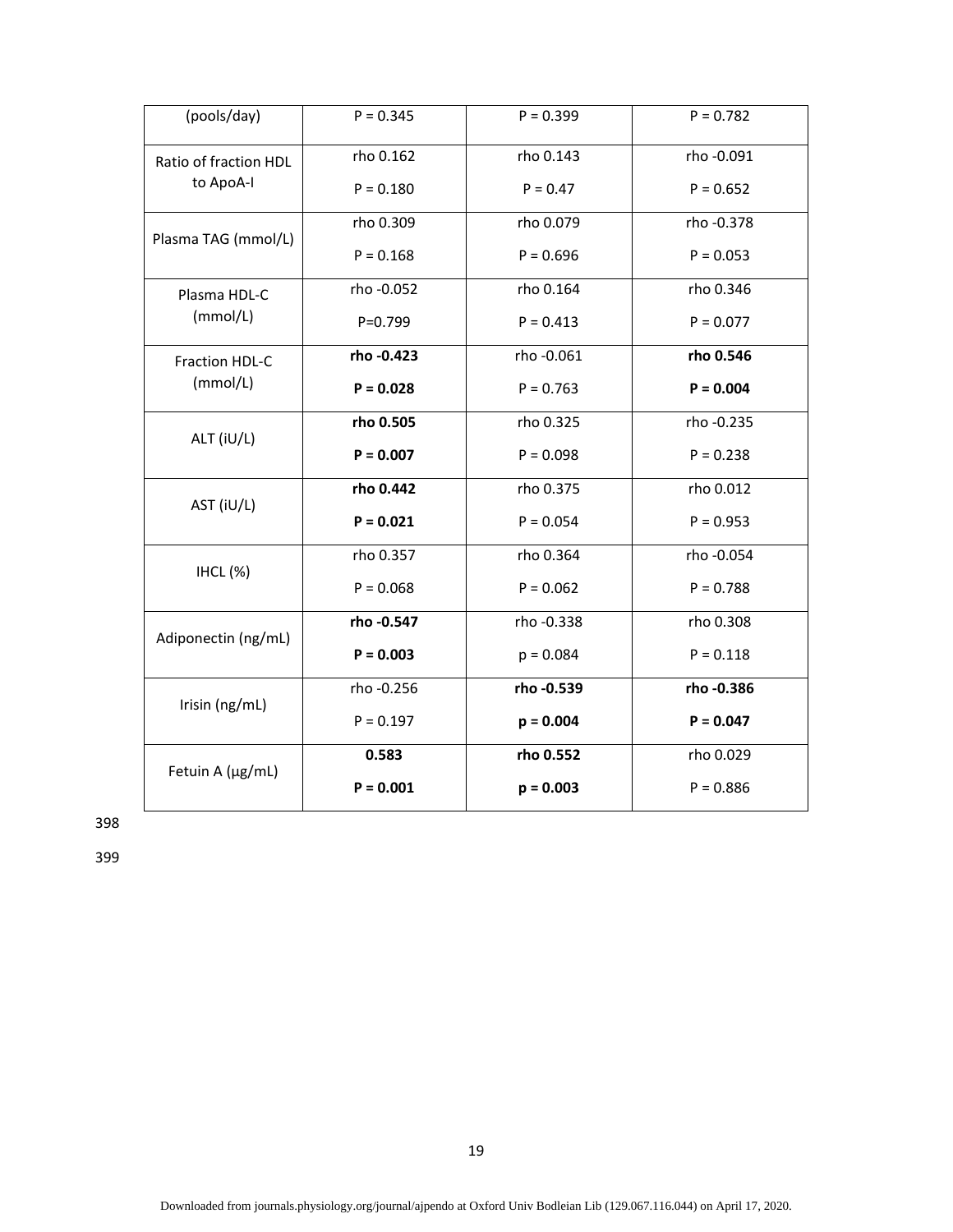| | | | |
|---|---|---|---|
| (pools/day) | P = 0.345 | P = 0.399 | P = 0.782 |
| Ratio of fraction HDL to ApoA-I | rho 0.162<br>P = 0.180 | rho 0.143<br>P = 0.47 | rho -0.091<br>P = 0.652 |
| Plasma TAG (mmol/L) | rho 0.309<br>P = 0.168 | rho 0.079<br>P = 0.696 | rho -0.378<br>P = 0.053 |
| Plasma HDL-C (mmol/L) | rho -0.052<br>P=0.799 | rho 0.164<br>P = 0.413 | rho 0.346<br>P = 0.077 |
| Fraction HDL-C (mmol/L) | **rho -0.423**<br>**P = 0.028** | rho -0.061<br>P = 0.763 | **rho 0.546**<br>**P = 0.004** |
| ALT (iU/L) | **rho 0.505**<br>**P = 0.007** | rho 0.325<br>P = 0.098 | rho -0.235<br>P = 0.238 |
| AST (iU/L) | **rho 0.442**<br>**P = 0.021** | rho 0.375<br>P = 0.054 | rho 0.012<br>P = 0.953 |
| IHCL (%) | rho 0.357<br>P = 0.068 | rho 0.364<br>P = 0.062 | rho -0.054<br>P = 0.788 |
| Adiponectin (ng/mL) | **rho -0.547**<br>**P = 0.003** | rho -0.338<br>p = 0.084 | rho 0.308<br>P = 0.118 |
| Irisin (ng/mL) | rho -0.256<br>P = 0.197 | **rho -0.539**<br>**p = 0.004** | **rho -0.386**<br>**P = 0.047** |
| Fetuin A (μg/mL) | **0.583**<br>**P = 0.001** | **rho 0.552**<br>**p = 0.003** | rho 0.029<br>P = 0.886 |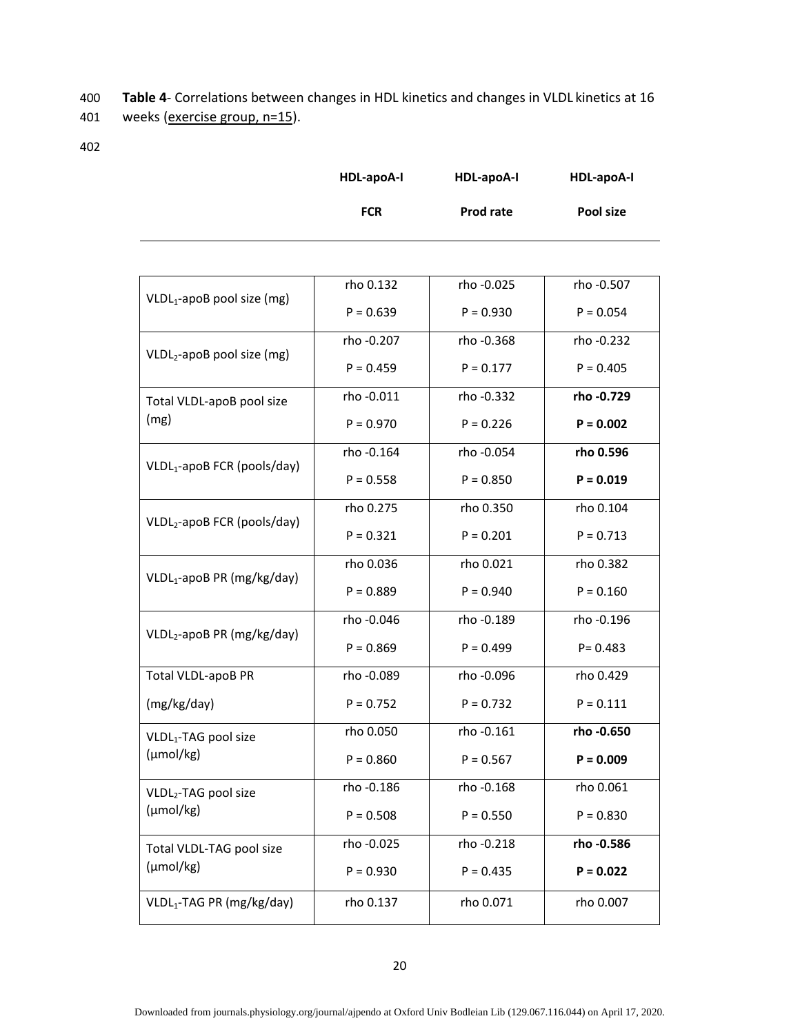**Table 4**- Correlations between changes in HDL kinetics and changes in VLDL kinetics at 16 weeks (exercise group, n=15).

| | HDL-apoA-I FCR | HDL-apoA-I Prod rate | HDL-apoA-I Pool size |
|---|---|---|---|
| $VLDL_1$-apoB pool size (mg) | rho 0.132<br>P = 0.639 | rho -0.025<br>P = 0.930 | rho -0.507<br>P = 0.054 |
| $VLDL_2$-apoB pool size (mg) | rho -0.207<br>P = 0.459 | rho -0.368<br>P = 0.177 | rho -0.232<br>P = 0.405 |
| Total VLDL-apoB pool size (mg) | rho -0.011<br>P = 0.970 | rho -0.332<br>P = 0.226 | **rho -0.729**<br>**P = 0.002** |
| $VLDL_1$-apoB FCR (pools/day) | rho -0.164<br>P = 0.558 | rho -0.054<br>P = 0.850 | **rho 0.596**<br>**P = 0.019** |
| $VLDL_2$-apoB FCR (pools/day) | rho 0.275<br>P = 0.321 | rho 0.350<br>P = 0.201 | rho 0.104<br>P = 0.713 |
| $VLDL_1$-apoB PR (mg/kg/day) | rho 0.036<br>P = 0.889 | rho 0.021<br>P = 0.940 | rho 0.382<br>P = 0.160 |
| $VLDL_2$-apoB PR (mg/kg/day) | rho -0.046<br>P = 0.869 | rho -0.189<br>P = 0.499 | rho -0.196<br>P= 0.483 |
| Total VLDL-apoB PR (mg/kg/day) | rho -0.089<br>P = 0.752 | rho -0.096<br>P = 0.732 | rho 0.429<br>P = 0.111 |
| $VLDL_1$-TAG pool size (µmol/kg) | rho 0.050<br>P = 0.860 | rho -0.161<br>P = 0.567 | **rho -0.650**<br>**P = 0.009** |
| $VLDL_2$-TAG pool size (µmol/kg) | rho -0.186<br>P = 0.508 | rho -0.168<br>P = 0.550 | rho 0.061<br>P = 0.830 |
| Total VLDL-TAG pool size (µmol/kg) | rho -0.025<br>P = 0.930 | rho -0.218<br>P = 0.435 | **rho -0.586**<br>**P = 0.022** |
| $VLDL_1$-TAG PR (mg/kg/day) | rho 0.137 | rho 0.071 | rho 0.007 |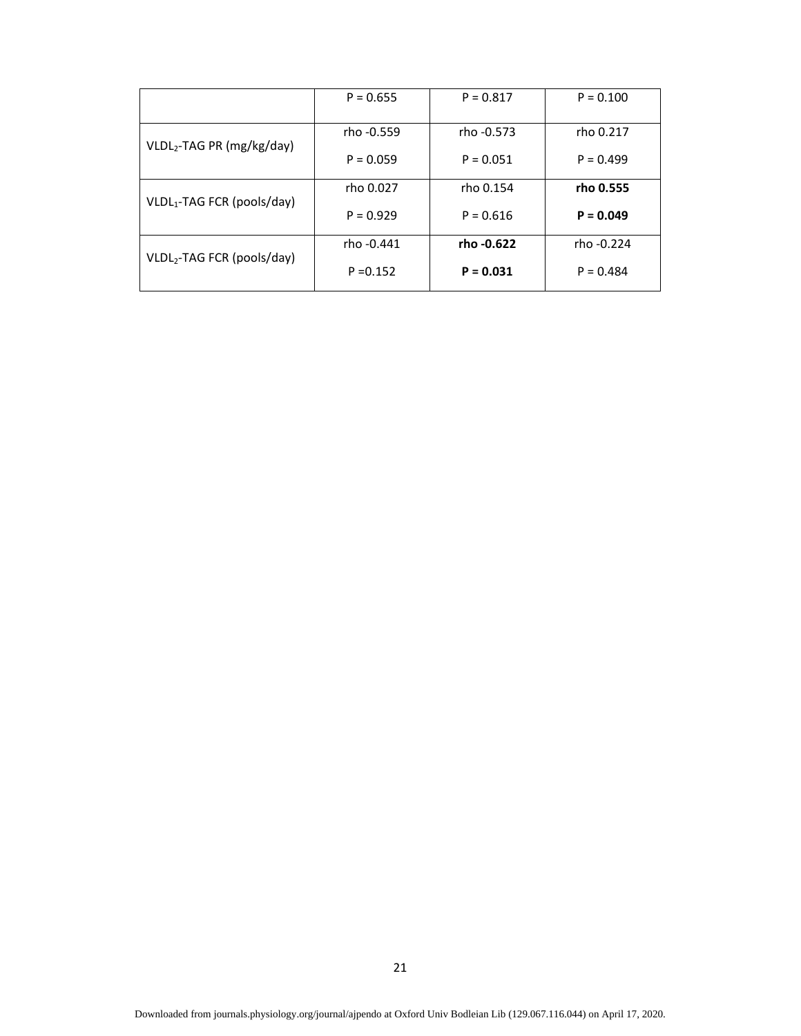|  |  |  |  |
|---|---|---|---|
|  | P = 0.655 | P = 0.817 | P = 0.100 |
| $VLDL_2$-TAG PR (mg/kg/day) | rho -0.559<br>P = 0.059 | rho -0.573<br>P = 0.051 | rho 0.217<br>P = 0.499 |
| $VLDL_1$-TAG FCR (pools/day) | rho 0.027<br>P = 0.929 | rho 0.154<br>P = 0.616 | **rho 0.555**<br>**P = 0.049** |
| $VLDL_2$-TAG FCR (pools/day) | rho -0.441<br>P =0.152 | **rho -0.622**<br>**P = 0.031** | rho -0.224<br>P = 0.484 |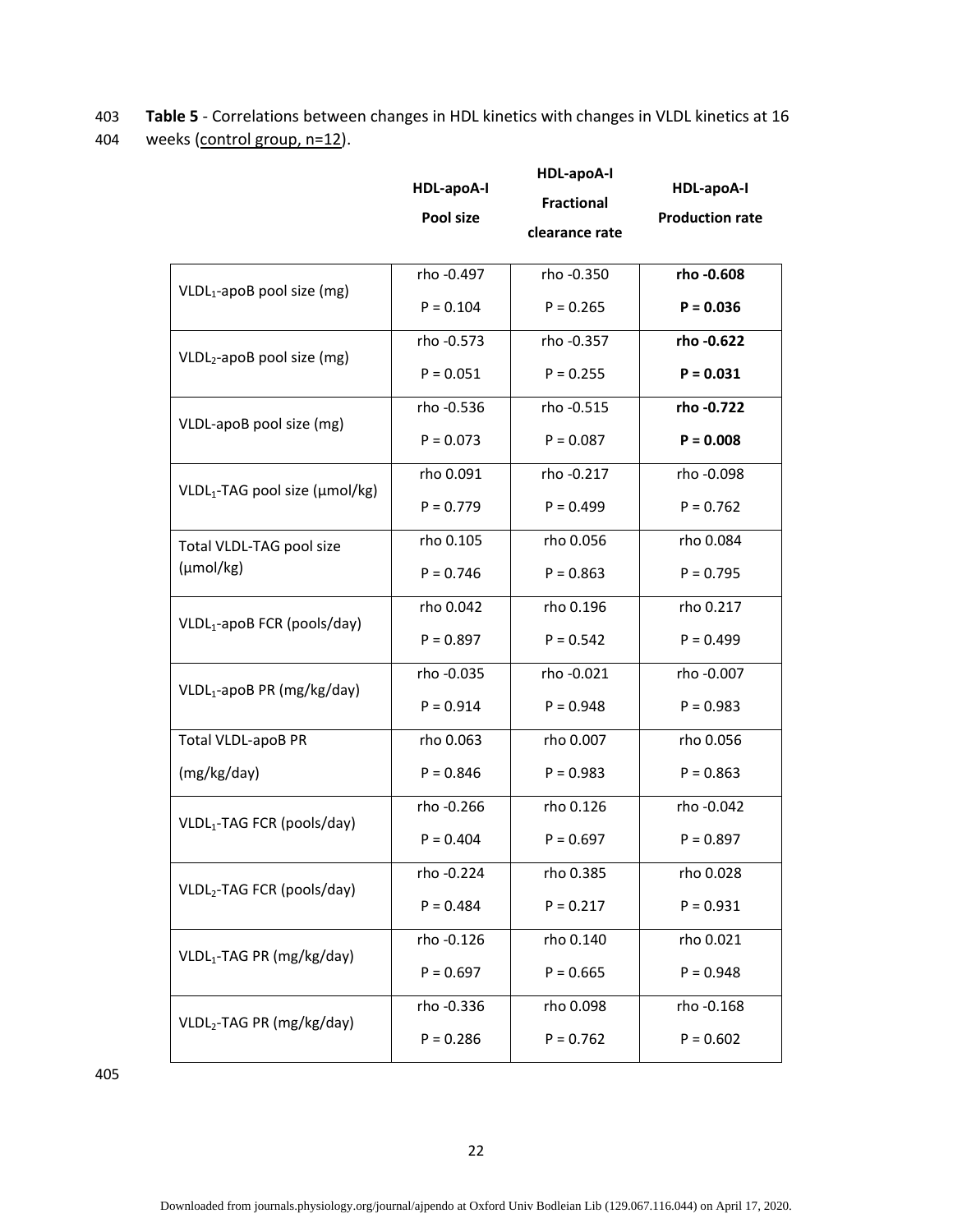**Table 5** - Correlations between changes in HDL kinetics with changes in VLDL kinetics at 16 weeks (control group, n=12).

| | HDL-apoA-I Pool size | HDL-apoA-I Fractional clearance rate | HDL-apoA-I Production rate |
|---|---|---|---|
| $VLDL_1$-apoB pool size (mg) | rho -0.497<br>P = 0.104 | rho -0.350<br>P = 0.265 | **rho -0.608**<br>**P = 0.036** |
| $VLDL_2$-apoB pool size (mg) | rho -0.573<br>P = 0.051 | rho -0.357<br>P = 0.255 | **rho -0.622**<br>**P = 0.031** |
| VLDL-apoB pool size (mg) | rho -0.536<br>P = 0.073 | rho -0.515<br>P = 0.087 | **rho -0.722**<br>**P = 0.008** |
| $VLDL_1$-TAG pool size (μmol/kg) | rho 0.091<br>P = 0.779 | rho -0.217<br>P = 0.499 | rho -0.098<br>P = 0.762 |
| Total VLDL-TAG pool size (μmol/kg) | rho 0.105<br>P = 0.746 | rho 0.056<br>P = 0.863 | rho 0.084<br>P = 0.795 |
| $VLDL_1$-apoB FCR (pools/day) | rho 0.042<br>P = 0.897 | rho 0.196<br>P = 0.542 | rho 0.217<br>P = 0.499 |
| $VLDL_1$-apoB PR (mg/kg/day) | rho -0.035<br>P = 0.914 | rho -0.021<br>P = 0.948 | rho -0.007<br>P = 0.983 |
| Total VLDL-apoB PR (mg/kg/day) | rho 0.063<br>P = 0.846 | rho 0.007<br>P = 0.983 | rho 0.056<br>P = 0.863 |
| $VLDL_1$-TAG FCR (pools/day) | rho -0.266<br>P = 0.404 | rho 0.126<br>P = 0.697 | rho -0.042<br>P = 0.897 |
| $VLDL_2$-TAG FCR (pools/day) | rho -0.224<br>P = 0.484 | rho 0.385<br>P = 0.217 | rho 0.028<br>P = 0.931 |
| $VLDL_1$-TAG PR (mg/kg/day) | rho -0.126<br>P = 0.697 | rho 0.140<br>P = 0.665 | rho 0.021<br>P = 0.948 |
| $VLDL_2$-TAG PR (mg/kg/day) | rho -0.336<br>P = 0.286 | rho 0.098<br>P = 0.762 | rho -0.168<br>P = 0.602 |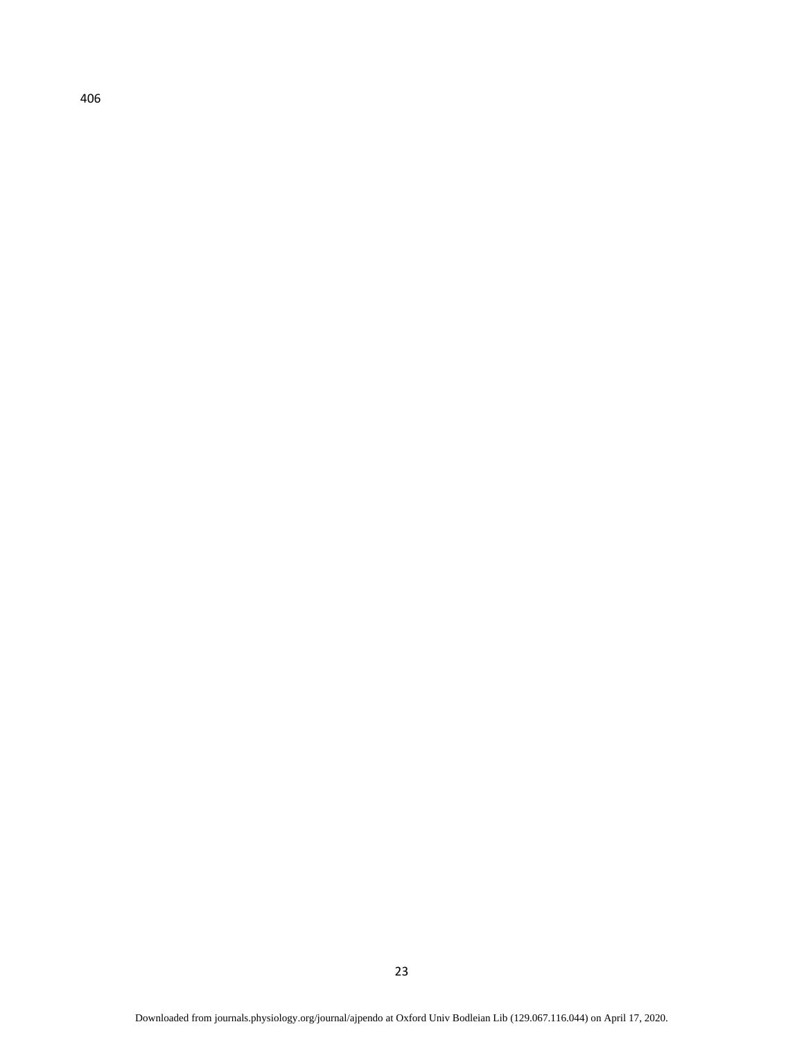406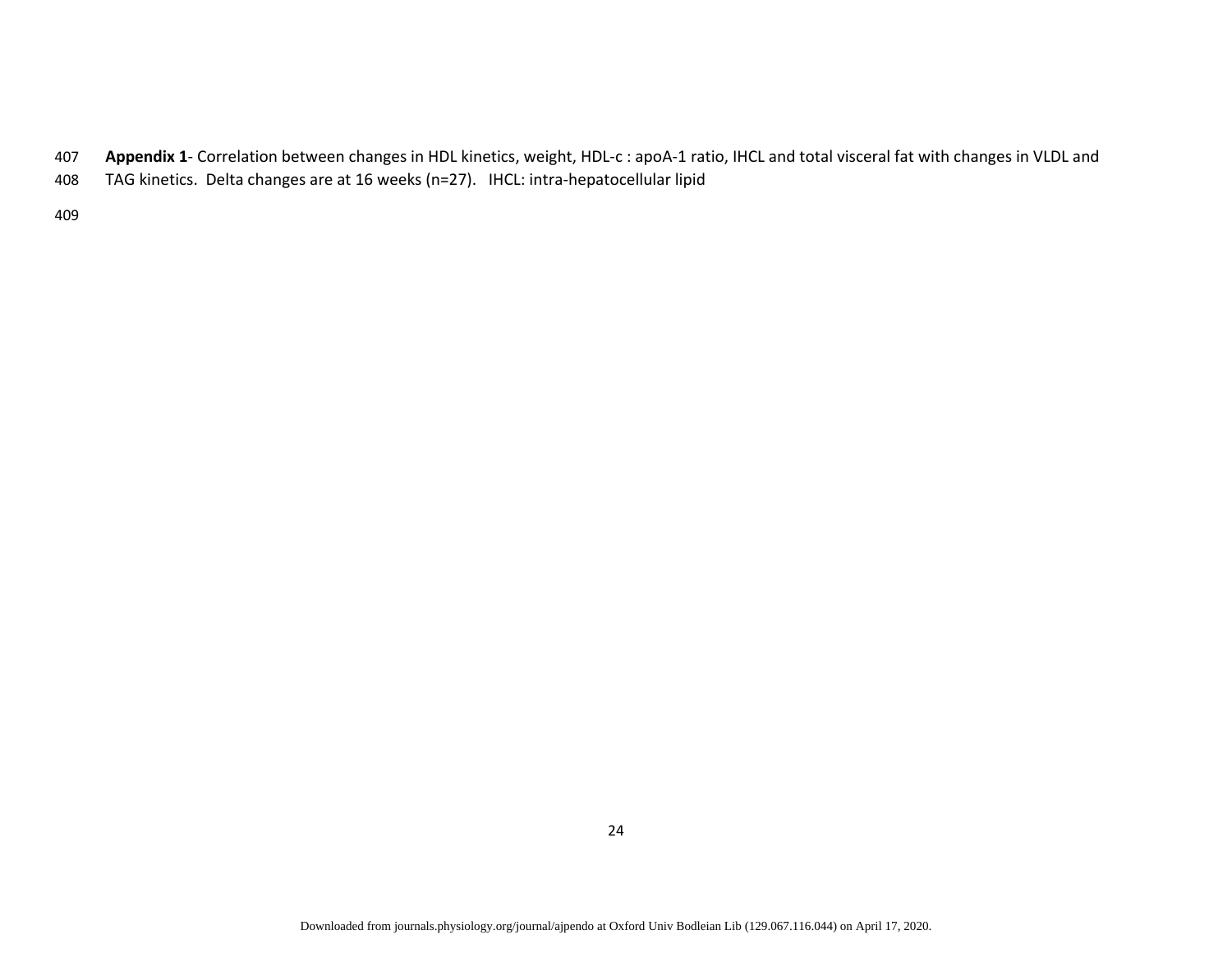**Appendix 1**- Correlation between changes in HDL kinetics, weight, HDL-c : apoA-1 ratio, IHCL and total visceral fat with changes in VLDL and TAG kinetics. Delta changes are at 16 weeks (n=27). IHCL: intra-hepatocellular lipid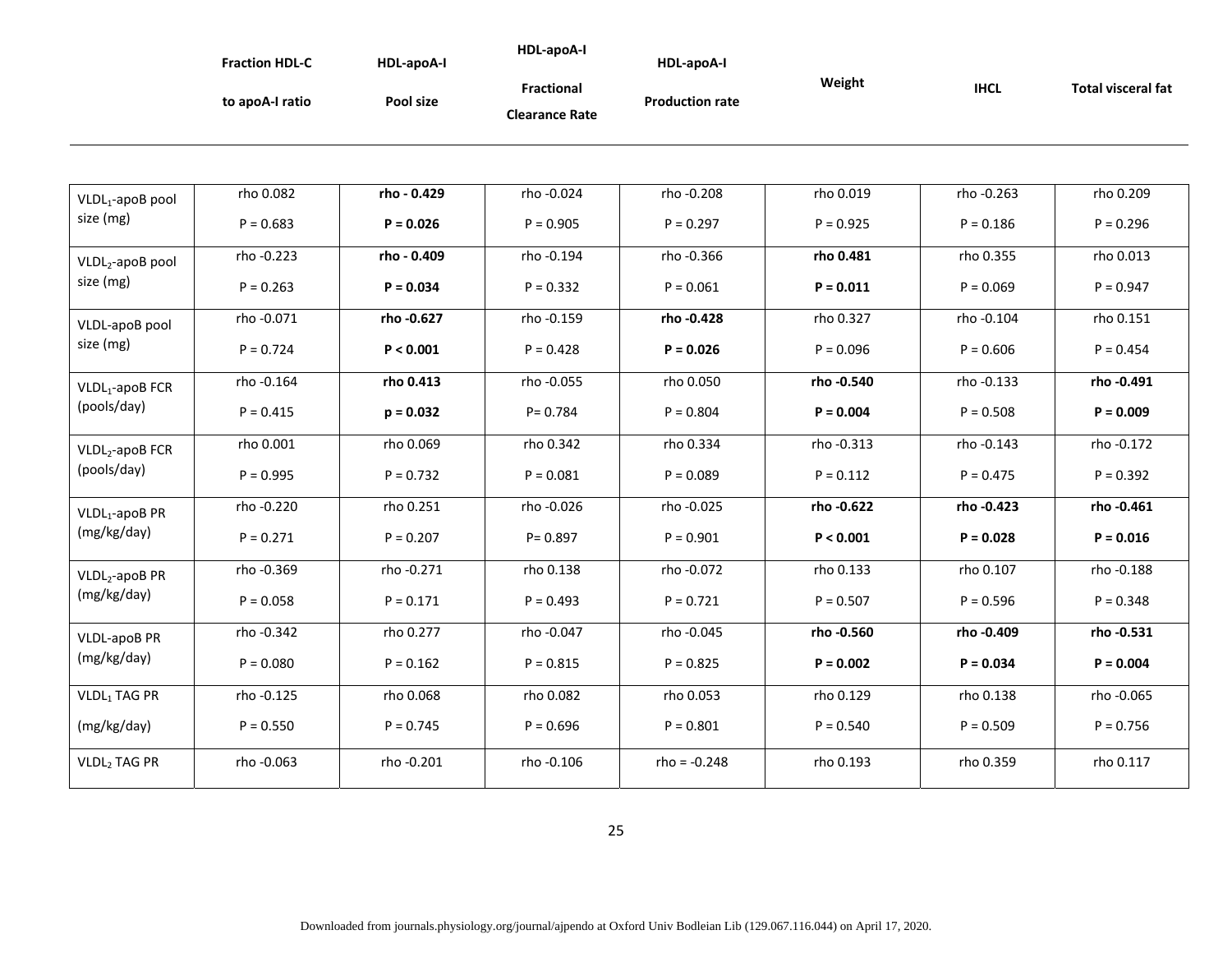| | Fraction HDL-C to apoA-I ratio | HDL-apoA-I Pool size | HDL-apoA-I Fractional Clearance Rate | HDL-apoA-I Production rate | Weight | IHCL | Total visceral fat |
|---|---|---|---|---|---|---|---|
| $VLDL_1$-apoB pool size (mg) | rho 0.082<br>P = 0.683 | **rho - 0.429**<br>**P = 0.026** | rho -0.024<br>P = 0.905 | rho -0.208<br>P = 0.297 | rho 0.019<br>P = 0.925 | rho -0.263<br>P = 0.186 | rho 0.209<br>P = 0.296 |
| $VLDL_2$-apoB pool size (mg) | rho -0.223<br>P = 0.263 | **rho - 0.409**<br>**P = 0.034** | rho -0.194<br>P = 0.332 | rho -0.366<br>P = 0.061 | **rho 0.481**<br>**P = 0.011** | rho 0.355<br>P = 0.069 | rho 0.013<br>P = 0.947 |
| VLDL-apoB pool size (mg) | rho -0.071<br>P = 0.724 | **rho -0.627**<br>**P < 0.001** | rho -0.159<br>P = 0.428 | **rho -0.428**<br>**P = 0.026** | rho 0.327<br>P = 0.096 | rho -0.104<br>P = 0.606 | rho 0.151<br>P = 0.454 |
| $VLDL_1$-apoB FCR (pools/day) | rho -0.164<br>P = 0.415 | **rho 0.413**<br>**p = 0.032** | rho -0.055<br>P= 0.784 | rho 0.050<br>P = 0.804 | **rho -0.540**<br>**P = 0.004** | rho -0.133<br>P = 0.508 | **rho -0.491**<br>**P = 0.009** |
| $VLDL_2$-apoB FCR (pools/day) | rho 0.001<br>P = 0.995 | rho 0.069<br>P = 0.732 | rho 0.342<br>P = 0.081 | rho 0.334<br>P = 0.089 | rho -0.313<br>P = 0.112 | rho -0.143<br>P = 0.475 | rho -0.172<br>P = 0.392 |
| $VLDL_1$-apoB PR (mg/kg/day) | rho -0.220<br>P = 0.271 | rho 0.251<br>P = 0.207 | rho -0.026<br>P= 0.897 | rho -0.025<br>P = 0.901 | **rho -0.622**<br>**P < 0.001** | **rho -0.423**<br>**P = 0.028** | **rho -0.461**<br>**P = 0.016** |
| $VLDL_2$-apoB PR (mg/kg/day) | rho -0.369<br>P = 0.058 | rho -0.271<br>P = 0.171 | rho 0.138<br>P = 0.493 | rho -0.072<br>P = 0.721 | rho 0.133<br>P = 0.507 | rho 0.107<br>P = 0.596 | rho -0.188<br>P = 0.348 |
| VLDL-apoB PR (mg/kg/day) | rho -0.342<br>P = 0.080 | rho 0.277<br>P = 0.162 | rho -0.047<br>P = 0.815 | rho -0.045<br>P = 0.825 | **rho -0.560**<br>**P = 0.002** | **rho -0.409**<br>**P = 0.034** | **rho -0.531**<br>**P = 0.004** |
| $VLDL_1$ TAG PR (mg/kg/day) | rho -0.125<br>P = 0.550 | rho 0.068<br>P = 0.745 | rho 0.082<br>P = 0.696 | rho 0.053<br>P = 0.801 | rho 0.129<br>P = 0.540 | rho 0.138<br>P = 0.509 | rho -0.065<br>P = 0.756 |
| $VLDL_2$ TAG PR | rho -0.063 | rho -0.201 | rho -0.106 | rho = -0.248 | rho 0.193 | rho 0.359 | rho 0.117 |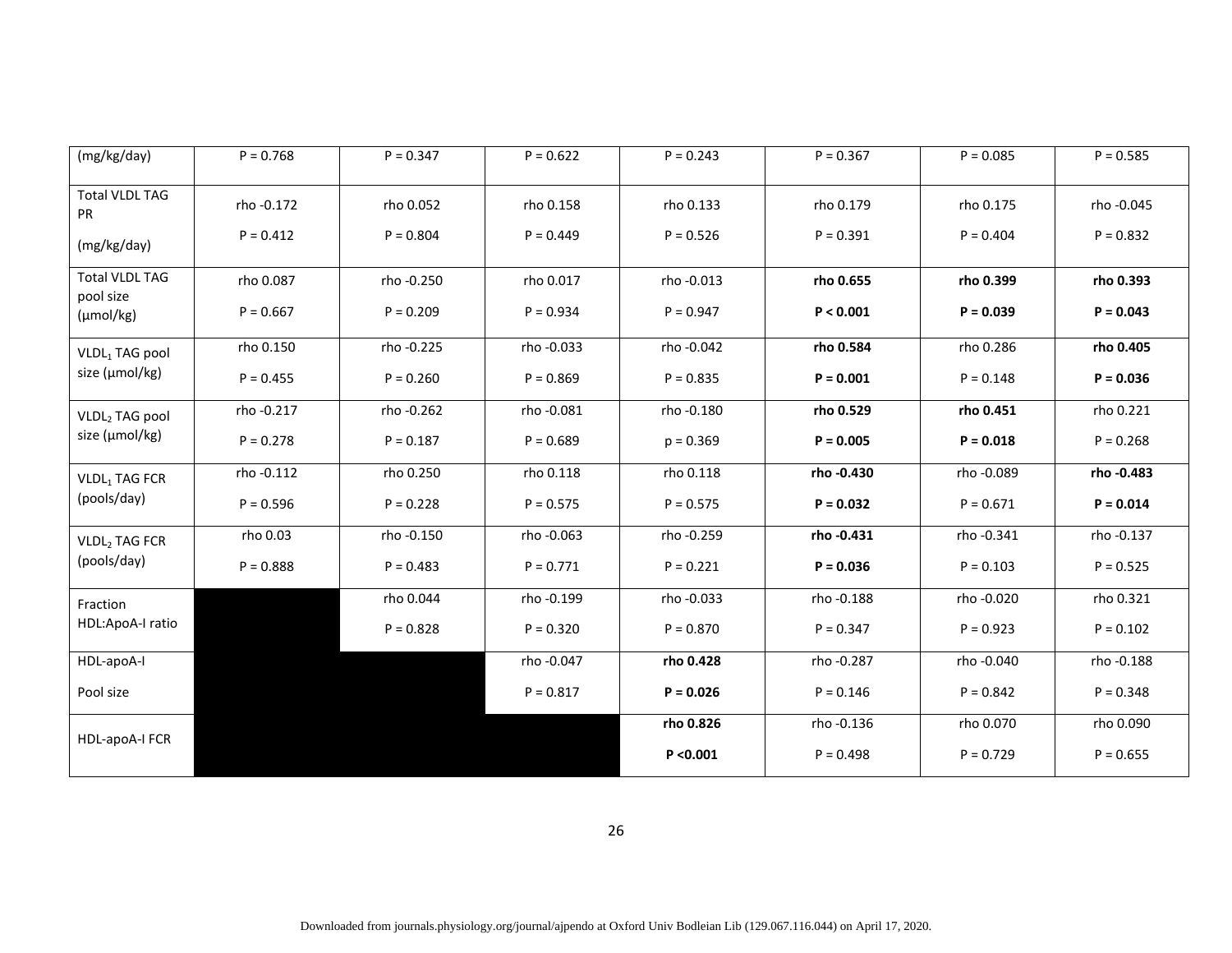| (mg/kg/day) | P = 0.768 | P = 0.347 | P = 0.622 | P = 0.243 | P = 0.367 | P = 0.085 | P = 0.585 |
|---|---|---|---|---|---|---|---|
| Total VLDL TAG PR (mg/kg/day) | rho -0.172 P = 0.412 | rho 0.052 P = 0.804 | rho 0.158 P = 0.449 | rho 0.133 P = 0.526 | rho 0.179 P = 0.391 | rho 0.175 P = 0.404 | rho -0.045 P = 0.832 |
| Total VLDL TAG pool size (μmol/kg) | rho 0.087 P = 0.667 | rho -0.250 P = 0.209 | rho 0.017 P = 0.934 | rho -0.013 P = 0.947 | **rho 0.655 P < 0.001** | **rho 0.399 P = 0.039** | **rho 0.393 P = 0.043** |
| $VLDL_1$ TAG pool size (μmol/kg) | rho 0.150 P = 0.455 | rho -0.225 P = 0.260 | rho -0.033 P = 0.869 | rho -0.042 P = 0.835 | **rho 0.584 P = 0.001** | rho 0.286 P = 0.148 | **rho 0.405 P = 0.036** |
| $VLDL_2$ TAG pool size (μmol/kg) | rho -0.217 P = 0.278 | rho -0.262 P = 0.187 | rho -0.081 P = 0.689 | rho -0.180 p = 0.369 | **rho 0.529 P = 0.005** | **rho 0.451 P = 0.018** | rho 0.221 P = 0.268 |
| $VLDL_1$ TAG FCR (pools/day) | rho -0.112 P = 0.596 | rho 0.250 P = 0.228 | rho 0.118 P = 0.575 | rho 0.118 P = 0.575 | **rho -0.430 P = 0.032** | rho -0.089 P = 0.671 | **rho -0.483 P = 0.014** |
| $VLDL_2$ TAG FCR (pools/day) | rho 0.03 P = 0.888 | rho -0.150 P = 0.483 | rho -0.063 P = 0.771 | rho -0.259 P = 0.221 | **rho -0.431 P = 0.036** | rho -0.341 P = 0.103 | rho -0.137 P = 0.525 |
| Fraction HDL:ApoA-I ratio | | rho 0.044 P = 0.828 | rho -0.199 P = 0.320 | rho -0.033 P = 0.870 | rho -0.188 P = 0.347 | rho -0.020 P = 0.923 | rho 0.321 P = 0.102 |
| HDL-apoA-I Pool size | | | rho -0.047 P = 0.817 | **rho 0.428 P = 0.026** | rho -0.287 P = 0.146 | rho -0.040 P = 0.842 | rho -0.188 P = 0.348 |
| HDL-apoA-I FCR | | | | **rho 0.826 P <0.001** | rho -0.136 P = 0.498 | rho 0.070 P = 0.729 | rho 0.090 P = 0.655 |

Downloaded from journals.physiology.org/journal/ajpendo at Oxford Univ Bodleian Lib (129.067.116.044) on April 17, 2020.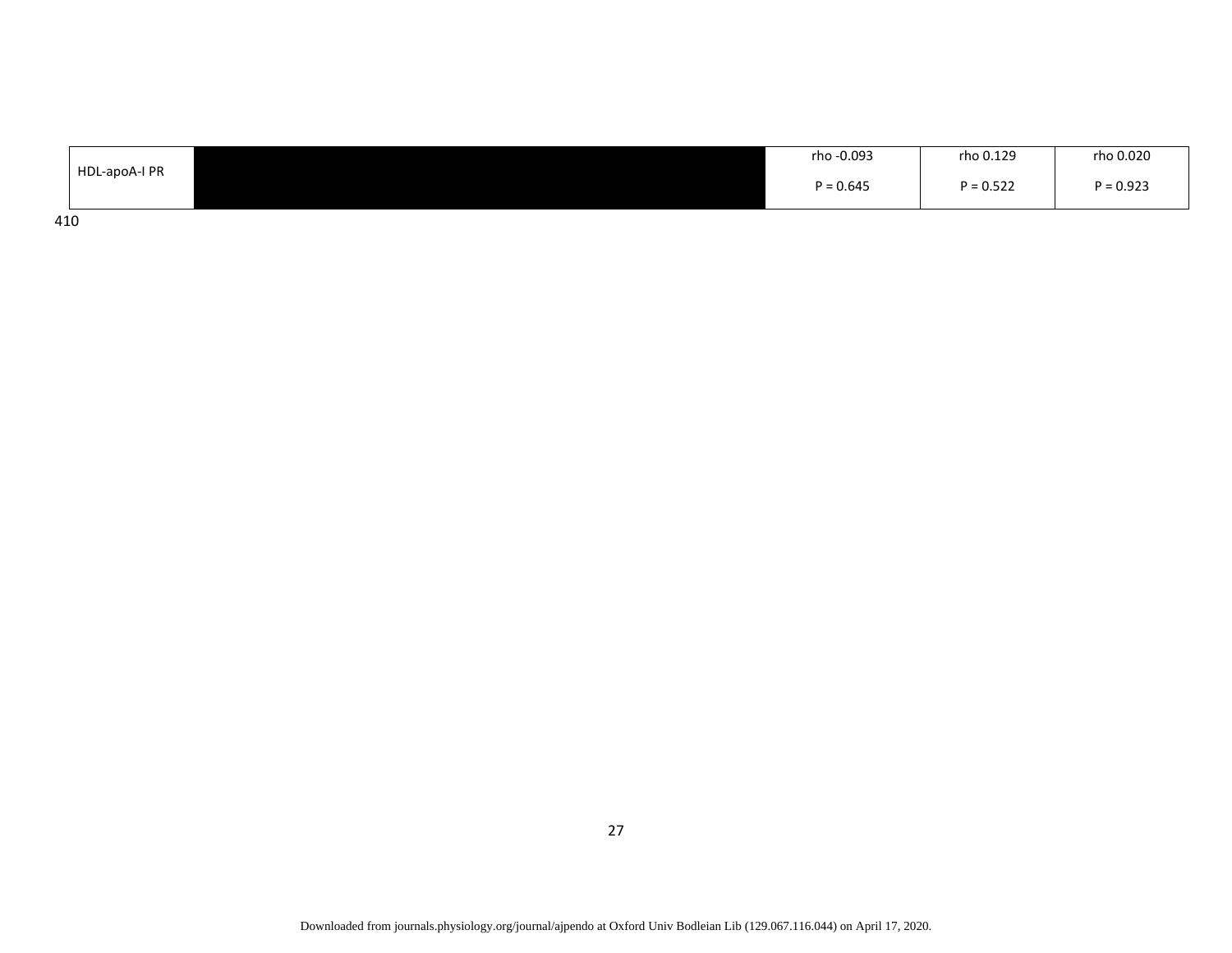| HDL-apoA-I PR | | rho -0.093<br>P = 0.645 | rho 0.129<br>P = 0.522 | rho 0.020<br>P = 0.923 |
|---|---|---|---|---|

410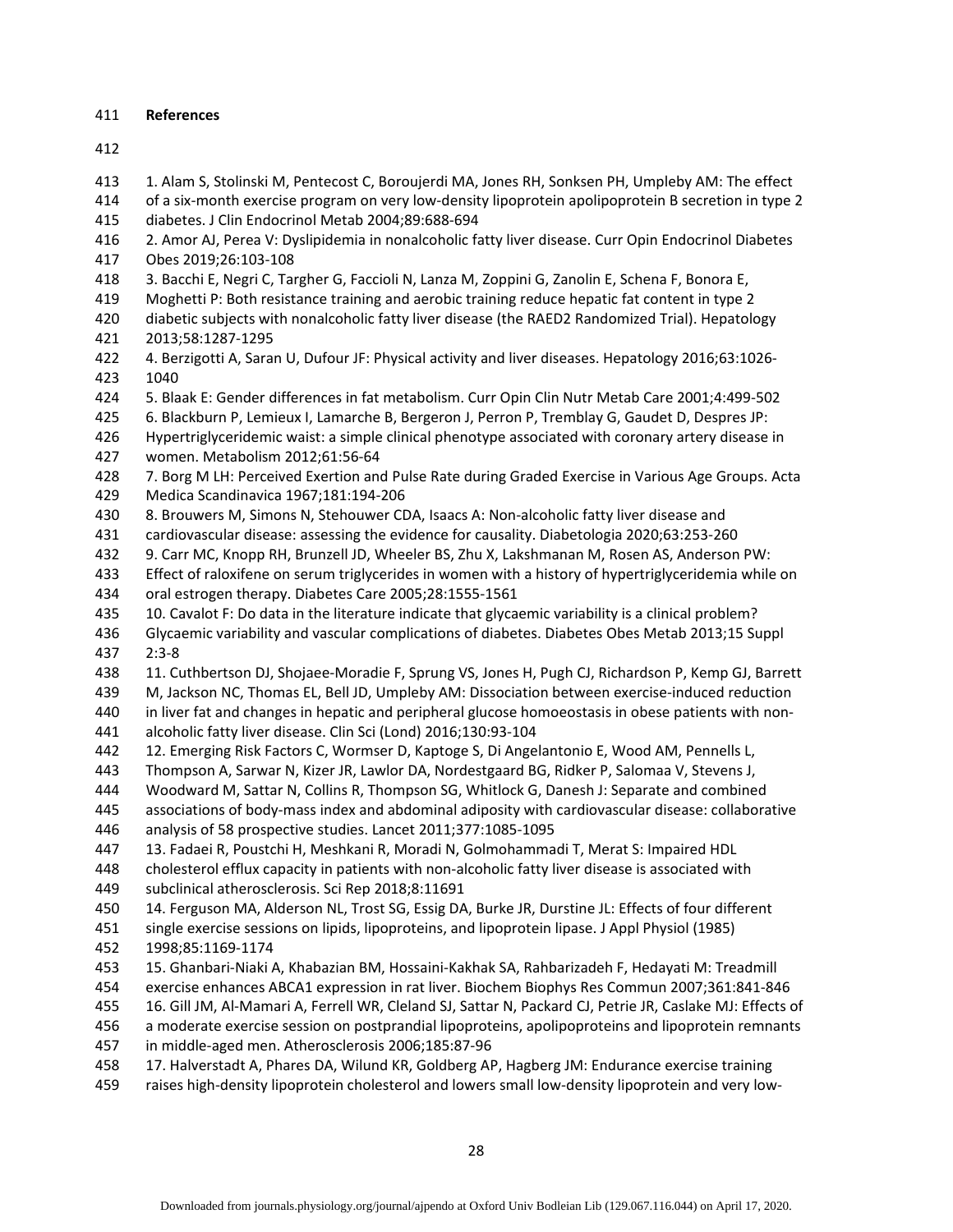**References**

1. Alam S, Stolinski M, Pentecost C, Boroujerdi MA, Jones RH, Sonksen PH, Umpleby AM: The effect of a six-month exercise program on very low-density lipoprotein apolipoprotein B secretion in type 2 diabetes. J Clin Endocrinol Metab 2004;89:688-694
2. Amor AJ, Perea V: Dyslipidemia in nonalcoholic fatty liver disease. Curr Opin Endocrinol Diabetes Obes 2019;26:103-108
3. Bacchi E, Negri C, Targher G, Faccioli N, Lanza M, Zoppini G, Zanolin E, Schena F, Bonora E, Moghetti P: Both resistance training and aerobic training reduce hepatic fat content in type 2 diabetic subjects with nonalcoholic fatty liver disease (the RAED2 Randomized Trial). Hepatology 2013;58:1287-1295
4. Berzigotti A, Saran U, Dufour JF: Physical activity and liver diseases. Hepatology 2016;63:1026-1040
5. Blaak E: Gender differences in fat metabolism. Curr Opin Clin Nutr Metab Care 2001;4:499-502
6. Blackburn P, Lemieux I, Lamarche B, Bergeron J, Perron P, Tremblay G, Gaudet D, Despres JP: Hypertriglyceridemic waist: a simple clinical phenotype associated with coronary artery disease in women. Metabolism 2012;61:56-64
7. Borg M LH: Perceived Exertion and Pulse Rate during Graded Exercise in Various Age Groups. Acta Medica Scandinavica 1967;181:194-206
8. Brouwers M, Simons N, Stehouwer CDA, Isaacs A: Non-alcoholic fatty liver disease and cardiovascular disease: assessing the evidence for causality. Diabetologia 2020;63:253-260
9. Carr MC, Knopp RH, Brunzell JD, Wheeler BS, Zhu X, Lakshmanan M, Rosen AS, Anderson PW: Effect of raloxifene on serum triglycerides in women with a history of hypertriglyceridemia while on oral estrogen therapy. Diabetes Care 2005;28:1555-1561
10. Cavalot F: Do data in the literature indicate that glycaemic variability is a clinical problem? Glycaemic variability and vascular complications of diabetes. Diabetes Obes Metab 2013;15 Suppl 2:3-8
11. Cuthbertson DJ, Shojaee-Moradie F, Sprung VS, Jones H, Pugh CJ, Richardson P, Kemp GJ, Barrett M, Jackson NC, Thomas EL, Bell JD, Umpleby AM: Dissociation between exercise-induced reduction in liver fat and changes in hepatic and peripheral glucose homoeostasis in obese patients with non-alcoholic fatty liver disease. Clin Sci (Lond) 2016;130:93-104
12. Emerging Risk Factors C, Wormser D, Kaptoge S, Di Angelantonio E, Wood AM, Pennells L, Thompson A, Sarwar N, Kizer JR, Lawlor DA, Nordestgaard BG, Ridker P, Salomaa V, Stevens J, Woodward M, Sattar N, Collins R, Thompson SG, Whitlock G, Danesh J: Separate and combined associations of body-mass index and abdominal adiposity with cardiovascular disease: collaborative analysis of 58 prospective studies. Lancet 2011;377:1085-1095
13. Fadaei R, Poustchi H, Meshkani R, Moradi N, Golmohammadi T, Merat S: Impaired HDL cholesterol efflux capacity in patients with non-alcoholic fatty liver disease is associated with subclinical atherosclerosis. Sci Rep 2018;8:11691
14. Ferguson MA, Alderson NL, Trost SG, Essig DA, Burke JR, Durstine JL: Effects of four different single exercise sessions on lipids, lipoproteins, and lipoprotein lipase. J Appl Physiol (1985) 1998;85:1169-1174
15. Ghanbari-Niaki A, Khabazian BM, Hossaini-Kakhak SA, Rahbarizadeh F, Hedayati M: Treadmill exercise enhances ABCA1 expression in rat liver. Biochem Biophys Res Commun 2007;361:841-846
16. Gill JM, Al-Mamari A, Ferrell WR, Cleland SJ, Sattar N, Packard CJ, Petrie JR, Caslake MJ: Effects of a moderate exercise session on postprandial lipoproteins, apolipoproteins and lipoprotein remnants in middle-aged men. Atherosclerosis 2006;185:87-96
17. Halverstadt A, Phares DA, Wilund KR, Goldberg AP, Hagberg JM: Endurance exercise training raises high-density lipoprotein cholesterol and lowers small low-density lipoprotein and very low-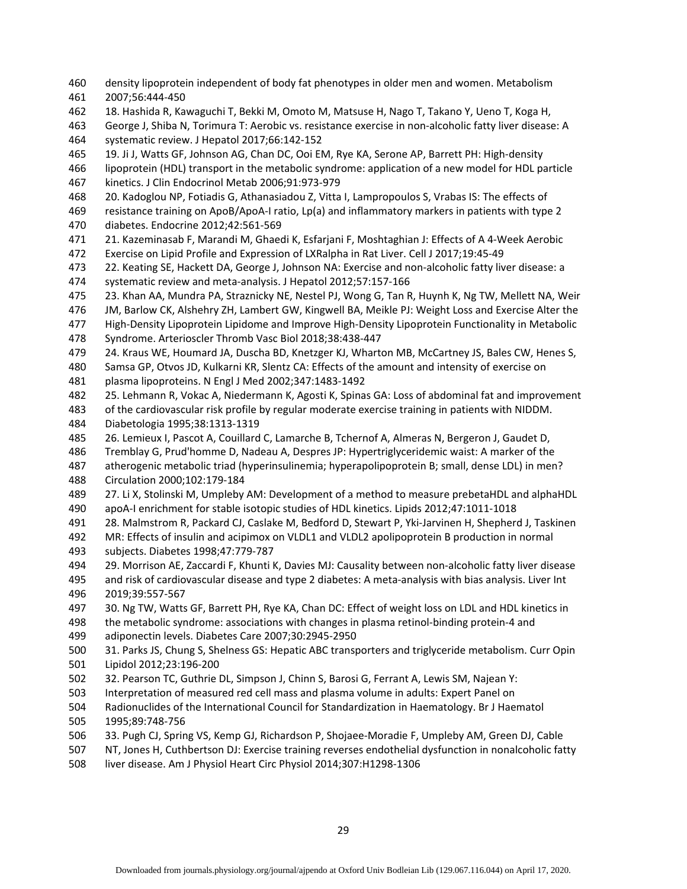density lipoprotein independent of body fat phenotypes in older men and women. Metabolism 2007;56:444-450

18. Hashida R, Kawaguchi T, Bekki M, Omoto M, Matsuse H, Nago T, Takano Y, Ueno T, Koga H, George J, Shiba N, Torimura T: Aerobic vs. resistance exercise in non-alcoholic fatty liver disease: A systematic review. J Hepatol 2017;66:142-152

19. Ji J, Watts GF, Johnson AG, Chan DC, Ooi EM, Rye KA, Serone AP, Barrett PH: High-density lipoprotein (HDL) transport in the metabolic syndrome: application of a new model for HDL particle kinetics. J Clin Endocrinol Metab 2006;91:973-979

20. Kadoglou NP, Fotiadis G, Athanasiadou Z, Vitta I, Lampropoulos S, Vrabas IS: The effects of resistance training on ApoB/ApoA-I ratio, Lp(a) and inflammatory markers in patients with type 2 diabetes. Endocrine 2012;42:561-569

21. Kazeminasab F, Marandi M, Ghaedi K, Esfarjani F, Moshtaghian J: Effects of A 4-Week Aerobic Exercise on Lipid Profile and Expression of LXRalpha in Rat Liver. Cell J 2017;19:45-49

22. Keating SE, Hackett DA, George J, Johnson NA: Exercise and non-alcoholic fatty liver disease: a systematic review and meta-analysis. J Hepatol 2012;57:157-166

23. Khan AA, Mundra PA, Straznicky NE, Nestel PJ, Wong G, Tan R, Huynh K, Ng TW, Mellett NA, Weir JM, Barlow CK, Alshehry ZH, Lambert GW, Kingwell BA, Meikle PJ: Weight Loss and Exercise Alter the High-Density Lipoprotein Lipidome and Improve High-Density Lipoprotein Functionality in Metabolic Syndrome. Arterioscler Thromb Vasc Biol 2018;38:438-447

24. Kraus WE, Houmard JA, Duscha BD, Knetzger KJ, Wharton MB, McCartney JS, Bales CW, Henes S, Samsa GP, Otvos JD, Kulkarni KR, Slentz CA: Effects of the amount and intensity of exercise on plasma lipoproteins. N Engl J Med 2002;347:1483-1492

25. Lehmann R, Vokac A, Niedermann K, Agosti K, Spinas GA: Loss of abdominal fat and improvement of the cardiovascular risk profile by regular moderate exercise training in patients with NIDDM. Diabetologia 1995;38:1313-1319

26. Lemieux I, Pascot A, Couillard C, Lamarche B, Tchernof A, Almeras N, Bergeron J, Gaudet D, Tremblay G, Prud'homme D, Nadeau A, Despres JP: Hypertriglyceridemic waist: A marker of the atherogenic metabolic triad (hyperinsulinemia; hyperapolipoprotein B; small, dense LDL) in men? Circulation 2000;102:179-184

27. Li X, Stolinski M, Umpleby AM: Development of a method to measure prebetaHDL and alphaHDL apoA-I enrichment for stable isotopic studies of HDL kinetics. Lipids 2012;47:1011-1018

28. Malmstrom R, Packard CJ, Caslake M, Bedford D, Stewart P, Yki-Jarvinen H, Shepherd J, Taskinen MR: Effects of insulin and acipimox on VLDL1 and VLDL2 apolipoprotein B production in normal subjects. Diabetes 1998;47:779-787

29. Morrison AE, Zaccardi F, Khunti K, Davies MJ: Causality between non-alcoholic fatty liver disease and risk of cardiovascular disease and type 2 diabetes: A meta-analysis with bias analysis. Liver Int 2019;39:557-567

30. Ng TW, Watts GF, Barrett PH, Rye KA, Chan DC: Effect of weight loss on LDL and HDL kinetics in the metabolic syndrome: associations with changes in plasma retinol-binding protein-4 and adiponectin levels. Diabetes Care 2007;30:2945-2950

31. Parks JS, Chung S, Shelness GS: Hepatic ABC transporters and triglyceride metabolism. Curr Opin Lipidol 2012;23:196-200

32. Pearson TC, Guthrie DL, Simpson J, Chinn S, Barosi G, Ferrant A, Lewis SM, Najean Y: Interpretation of measured red cell mass and plasma volume in adults: Expert Panel on Radionuclides of the International Council for Standardization in Haematology. Br J Haematol 1995;89:748-756

33. Pugh CJ, Spring VS, Kemp GJ, Richardson P, Shojaee-Moradie F, Umpleby AM, Green DJ, Cable NT, Jones H, Cuthbertson DJ: Exercise training reverses endothelial dysfunction in nonalcoholic fatty liver disease. Am J Physiol Heart Circ Physiol 2014;307:H1298-1306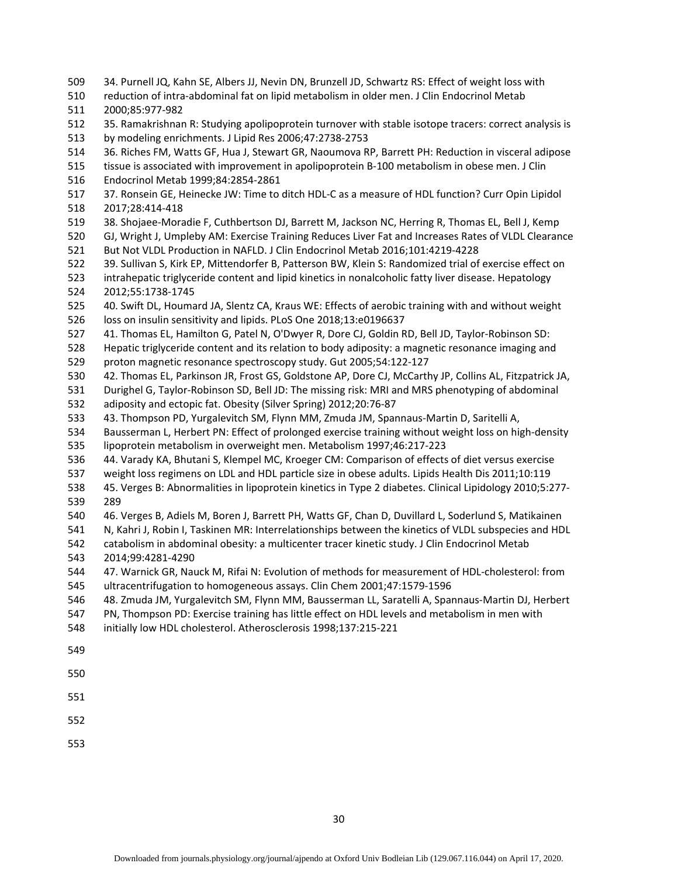34. Purnell JQ, Kahn SE, Albers JJ, Nevin DN, Brunzell JD, Schwartz RS: Effect of weight loss with reduction of intra-abdominal fat on lipid metabolism in older men. J Clin Endocrinol Metab 2000;85:977-982

35. Ramakrishnan R: Studying apolipoprotein turnover with stable isotope tracers: correct analysis is by modeling enrichments. J Lipid Res 2006;47:2738-2753

36. Riches FM, Watts GF, Hua J, Stewart GR, Naoumova RP, Barrett PH: Reduction in visceral adipose tissue is associated with improvement in apolipoprotein B-100 metabolism in obese men. J Clin Endocrinol Metab 1999;84:2854-2861

37. Ronsein GE, Heinecke JW: Time to ditch HDL-C as a measure of HDL function? Curr Opin Lipidol 2017;28:414-418

38. Shojaee-Moradie F, Cuthbertson DJ, Barrett M, Jackson NC, Herring R, Thomas EL, Bell J, Kemp GJ, Wright J, Umpleby AM: Exercise Training Reduces Liver Fat and Increases Rates of VLDL Clearance But Not VLDL Production in NAFLD. J Clin Endocrinol Metab 2016;101:4219-4228

39. Sullivan S, Kirk EP, Mittendorfer B, Patterson BW, Klein S: Randomized trial of exercise effect on intrahepatic triglyceride content and lipid kinetics in nonalcoholic fatty liver disease. Hepatology 2012;55:1738-1745

40. Swift DL, Houmard JA, Slentz CA, Kraus WE: Effects of aerobic training with and without weight loss on insulin sensitivity and lipids. PLoS One 2018;13:e0196637

41. Thomas EL, Hamilton G, Patel N, O'Dwyer R, Dore CJ, Goldin RD, Bell JD, Taylor-Robinson SD: Hepatic triglyceride content and its relation to body adiposity: a magnetic resonance imaging and proton magnetic resonance spectroscopy study. Gut 2005;54:122-127

42. Thomas EL, Parkinson JR, Frost GS, Goldstone AP, Dore CJ, McCarthy JP, Collins AL, Fitzpatrick JA, Durighel G, Taylor-Robinson SD, Bell JD: The missing risk: MRI and MRS phenotyping of abdominal adiposity and ectopic fat. Obesity (Silver Spring) 2012;20:76-87

43. Thompson PD, Yurgalevitch SM, Flynn MM, Zmuda JM, Spannaus-Martin D, Saritelli A, Bausserman L, Herbert PN: Effect of prolonged exercise training without weight loss on high-density lipoprotein metabolism in overweight men. Metabolism 1997;46:217-223

44. Varady KA, Bhutani S, Klempel MC, Kroeger CM: Comparison of effects of diet versus exercise weight loss regimens on LDL and HDL particle size in obese adults. Lipids Health Dis 2011;10:119

45. Verges B: Abnormalities in lipoprotein kinetics in Type 2 diabetes. Clinical Lipidology 2010;5:277-289

46. Verges B, Adiels M, Boren J, Barrett PH, Watts GF, Chan D, Duvillard L, Soderlund S, Matikainen N, Kahri J, Robin I, Taskinen MR: Interrelationships between the kinetics of VLDL subspecies and HDL catabolism in abdominal obesity: a multicenter tracer kinetic study. J Clin Endocrinol Metab 2014;99:4281-4290

47. Warnick GR, Nauck M, Rifai N: Evolution of methods for measurement of HDL-cholesterol: from ultracentrifugation to homogeneous assays. Clin Chem 2001;47:1579-1596

48. Zmuda JM, Yurgalevitch SM, Flynn MM, Bausserman LL, Saratelli A, Spannaus-Martin DJ, Herbert PN, Thompson PD: Exercise training has little effect on HDL levels and metabolism in men with initially low HDL cholesterol. Atherosclerosis 1998;137:215-221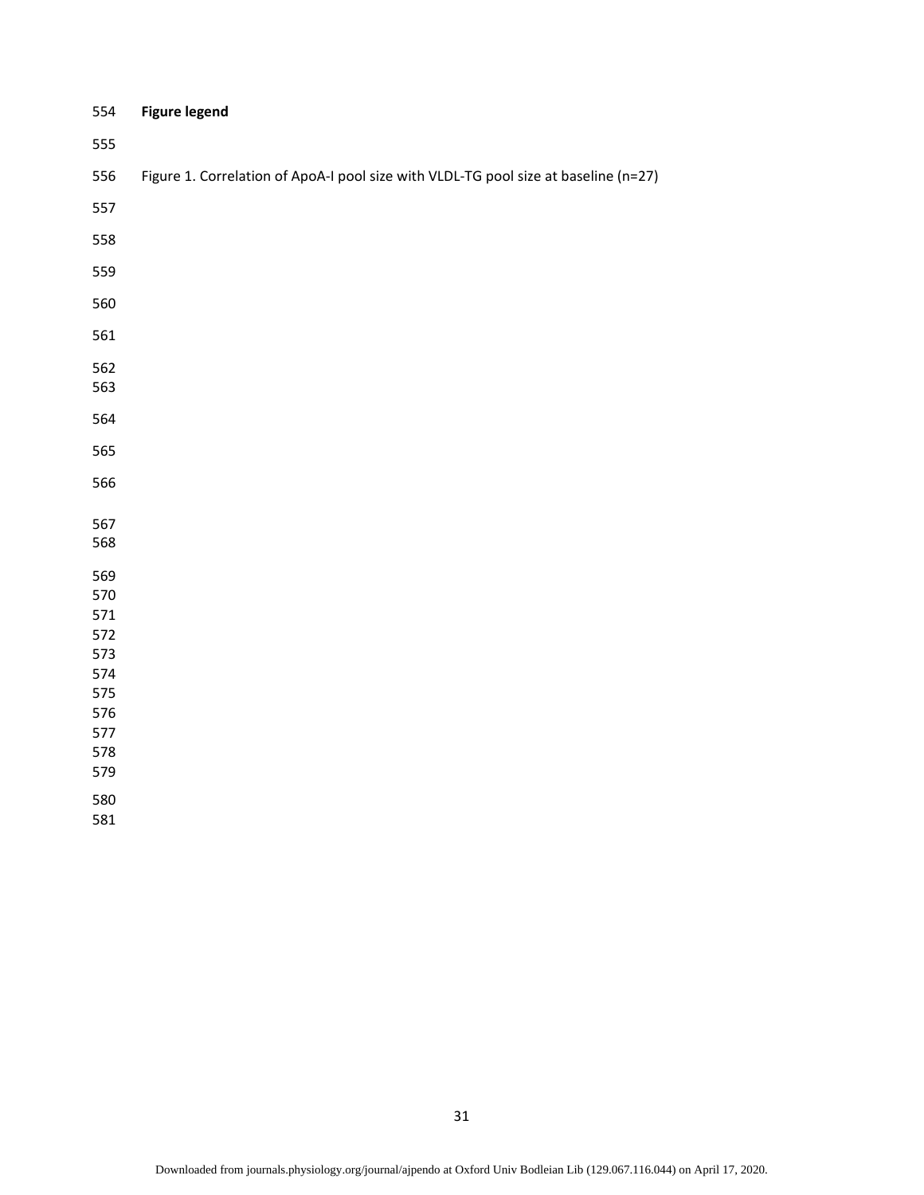**Figure legend**

Figure 1. Correlation of ApoA-I pool size with VLDL-TG pool size at baseline (n=27)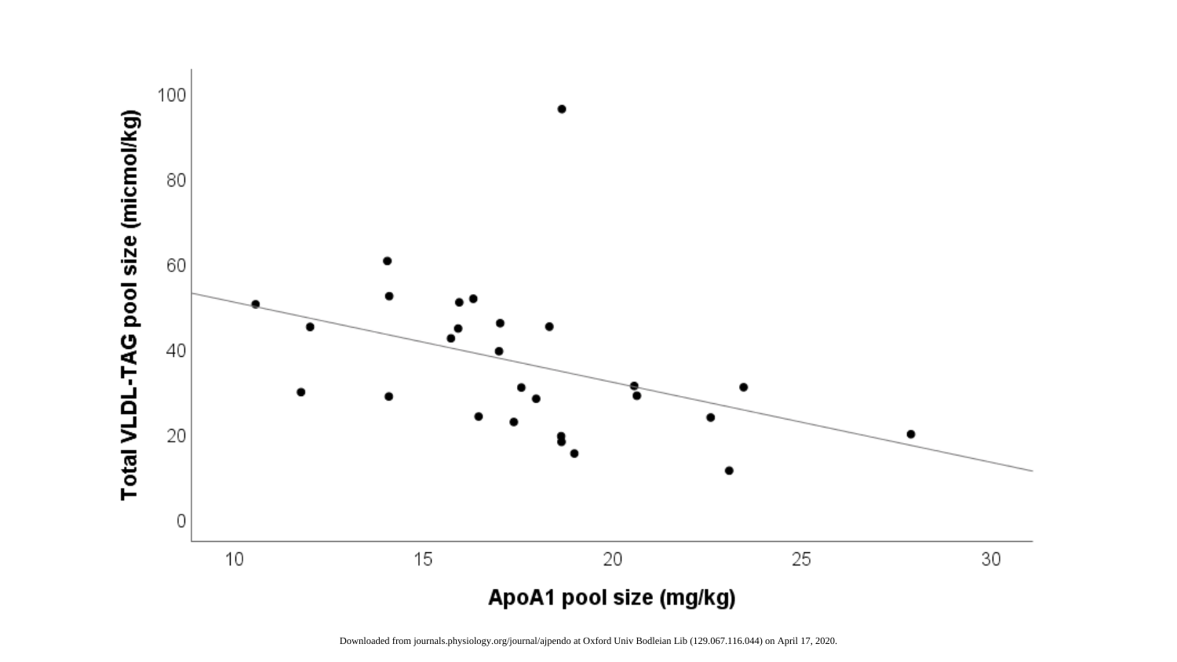Total VLDL-TAG pool size (micmol/kg)

100

80

60

40

20

0

10

15

20

25

30

ApoA1 pool size (mg/kg)

Downloaded from journals.physiology.org/journal/ajpendo at Oxford Univ Bodleian Lib (129.067.116.044) on April 17, 2020.